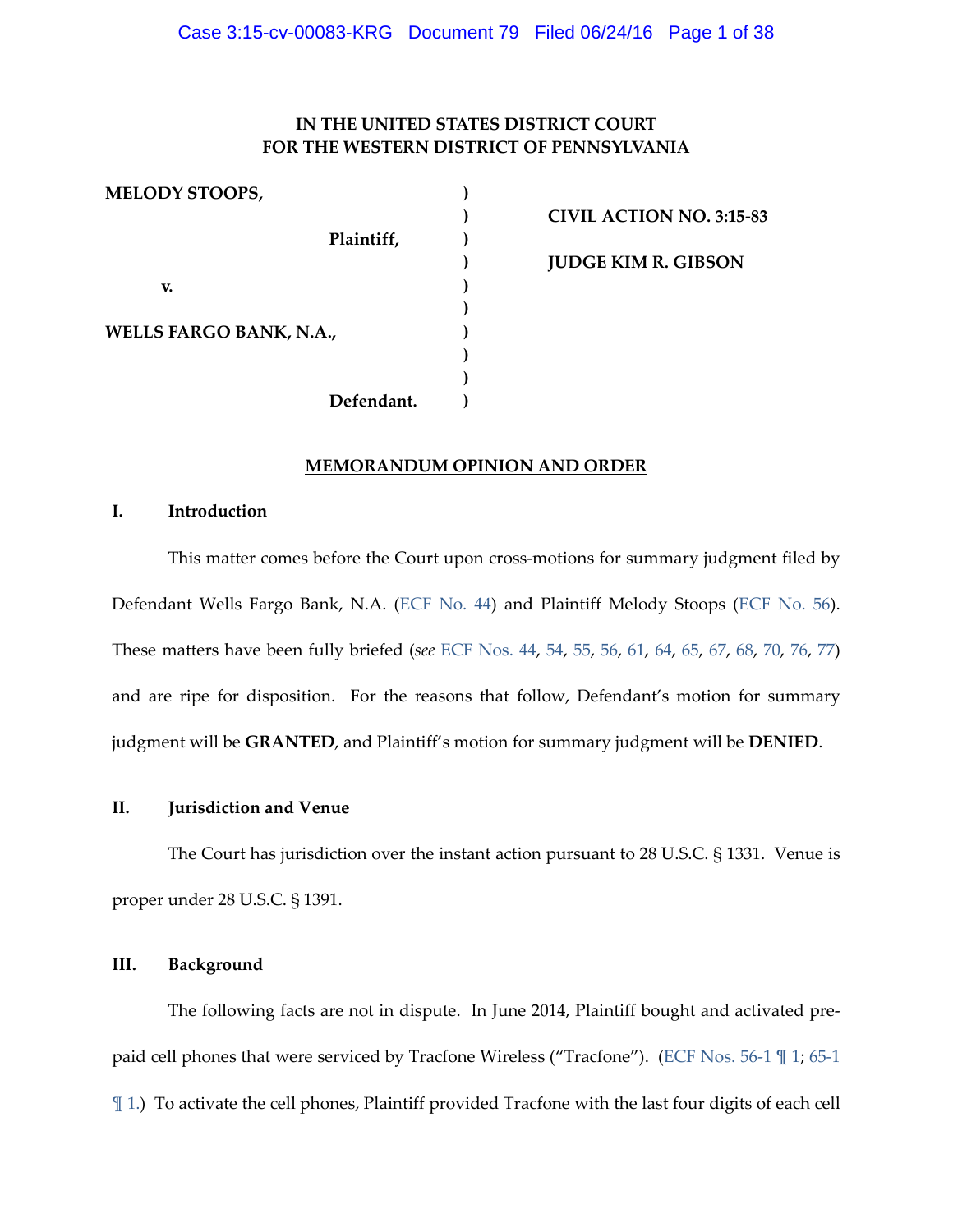# IN THE UNITED STATES DISTRICT COURT FOR THE WESTERN DISTRICT OF PENNSYLVANIA

| | | |
|---|---|---|
| **MELODY STOOPS,** | ) | |
| | ) | **CIVIL ACTION NO. 3:15-83** |
| **Plaintiff,** | ) | |
| | ) | **JUDGE KIM R. GIBSON** |
| **v.** | ) | |
| | ) | |
| **WELLS FARGO BANK, N.A.,** | ) | |
| | ) | |
| | ) | |
| **Defendant.** | ) | |

## MEMORANDUM OPINION AND ORDER

### I. Introduction

This matter comes before the Court upon cross-motions for summary judgment filed by Defendant Wells Fargo Bank, N.A. (ECF No. 44) and Plaintiff Melody Stoops (ECF No. 56). These matters have been fully briefed (*see* ECF Nos. 44, 54, 55, 56, 61, 64, 65, 67, 68, 70, 76, 77) and are ripe for disposition. For the reasons that follow, Defendant's motion for summary judgment will be **GRANTED**, and Plaintiff's motion for summary judgment will be **DENIED**.

### II. Jurisdiction and Venue

The Court has jurisdiction over the instant action pursuant to 28 U.S.C. § 1331. Venue is proper under 28 U.S.C. § 1391.

### III. Background

The following facts are not in dispute. In June 2014, Plaintiff bought and activated pre-paid cell phones that were serviced by Tracfone Wireless ("Tracfone"). (ECF Nos. 56-1 ¶ 1; 65-1 ¶ 1.) To activate the cell phones, Plaintiff provided Tracfone with the last four digits of each cell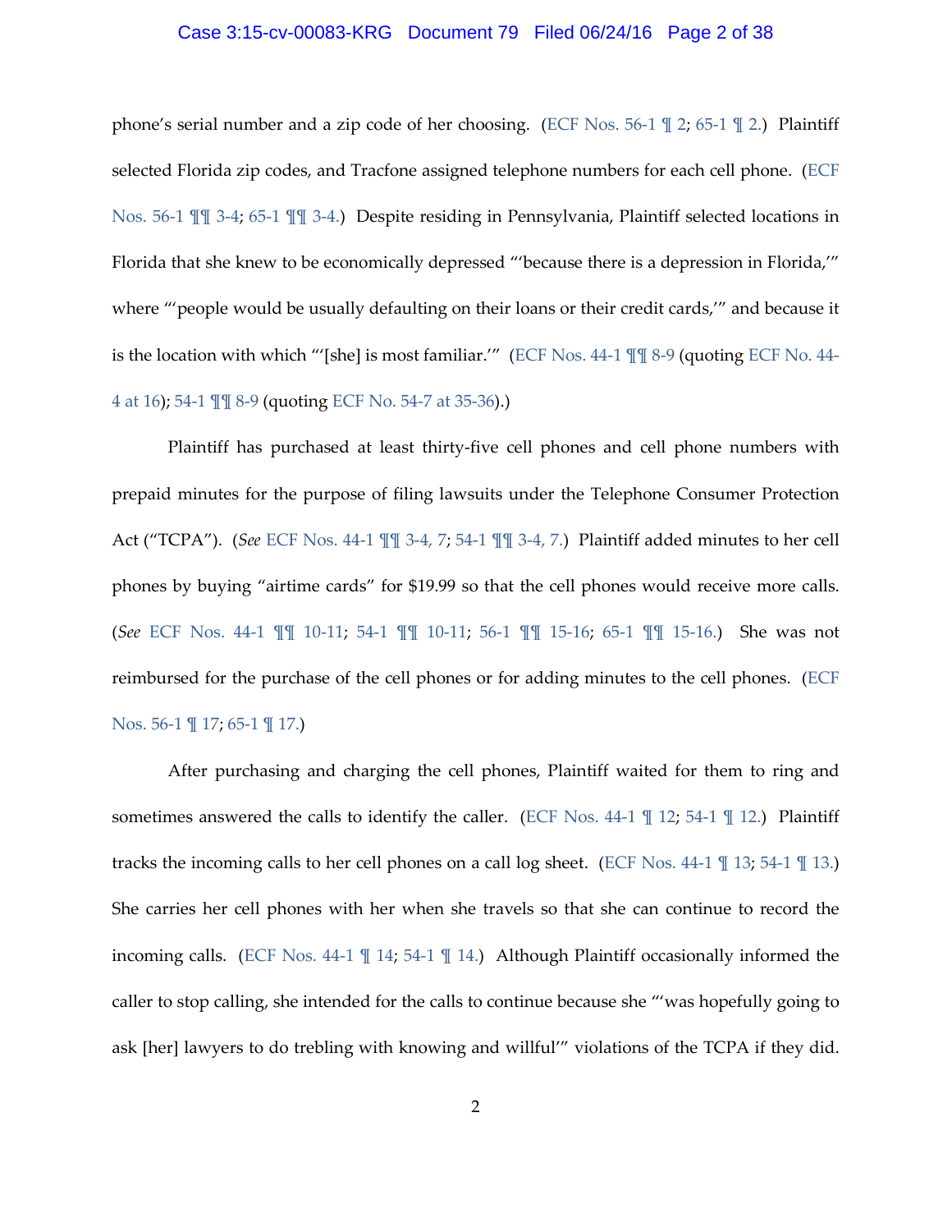phone's serial number and a zip code of her choosing. (ECF Nos. 56-1 ¶ 2; 65-1 ¶ 2.) Plaintiff selected Florida zip codes, and Tracfone assigned telephone numbers for each cell phone. (ECF Nos. 56-1 ¶¶ 3-4; 65-1 ¶¶ 3-4.) Despite residing in Pennsylvania, Plaintiff selected locations in Florida that she knew to be economically depressed "'because there is a depression in Florida,'" where "'people would be usually defaulting on their loans or their credit cards,'" and because it is the location with which "'[she] is most familiar.'" (ECF Nos. 44-1 ¶¶ 8-9 (quoting ECF No. 44-4 at 16); 54-1 ¶¶ 8-9 (quoting ECF No. 54-7 at 35-36).)

Plaintiff has purchased at least thirty-five cell phones and cell phone numbers with prepaid minutes for the purpose of filing lawsuits under the Telephone Consumer Protection Act ("TCPA"). (*See* ECF Nos. 44-1 ¶¶ 3-4, 7; 54-1 ¶¶ 3-4, 7.) Plaintiff added minutes to her cell phones by buying "airtime cards" for $19.99 so that the cell phones would receive more calls. (*See* ECF Nos. 44-1 ¶¶ 10-11; 54-1 ¶¶ 10-11; 56-1 ¶¶ 15-16; 65-1 ¶¶ 15-16.) She was not reimbursed for the purchase of the cell phones or for adding minutes to the cell phones. (ECF Nos. 56-1 ¶ 17; 65-1 ¶ 17.)

After purchasing and charging the cell phones, Plaintiff waited for them to ring and sometimes answered the calls to identify the caller. (ECF Nos. 44-1 ¶ 12; 54-1 ¶ 12.) Plaintiff tracks the incoming calls to her cell phones on a call log sheet. (ECF Nos. 44-1 ¶ 13; 54-1 ¶ 13.) She carries her cell phones with her when she travels so that she can continue to record the incoming calls. (ECF Nos. 44-1 ¶ 14; 54-1 ¶ 14.) Although Plaintiff occasionally informed the caller to stop calling, she intended for the calls to continue because she "'was hopefully going to ask [her] lawyers to do trebling with knowing and willful'" violations of the TCPA if they did.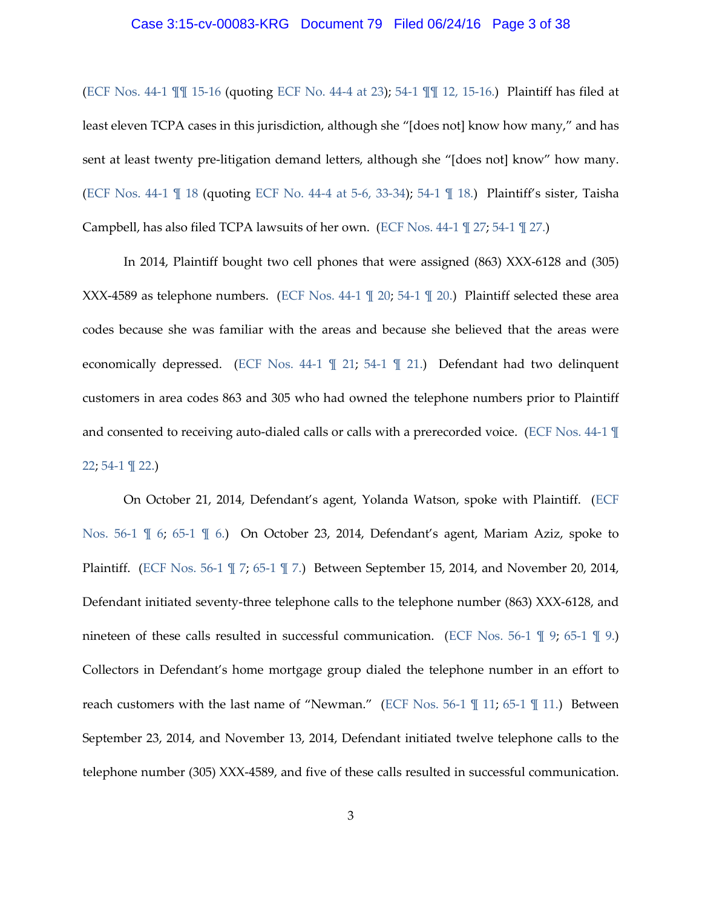(ECF Nos. 44-1 ¶¶ 15-16 (quoting ECF No. 44-4 at 23); 54-1 ¶¶ 12, 15-16.) Plaintiff has filed at least eleven TCPA cases in this jurisdiction, although she "[does not] know how many," and has sent at least twenty pre-litigation demand letters, although she "[does not] know" how many. (ECF Nos. 44-1 ¶ 18 (quoting ECF No. 44-4 at 5-6, 33-34); 54-1 ¶ 18.) Plaintiff's sister, Taisha Campbell, has also filed TCPA lawsuits of her own. (ECF Nos. 44-1 ¶ 27; 54-1 ¶ 27.)

In 2014, Plaintiff bought two cell phones that were assigned (863) XXX-6128 and (305) XXX-4589 as telephone numbers. (ECF Nos. 44-1 ¶ 20; 54-1 ¶ 20.) Plaintiff selected these area codes because she was familiar with the areas and because she believed that the areas were economically depressed. (ECF Nos. 44-1 ¶ 21; 54-1 ¶ 21.) Defendant had two delinquent customers in area codes 863 and 305 who had owned the telephone numbers prior to Plaintiff and consented to receiving auto-dialed calls or calls with a prerecorded voice. (ECF Nos. 44-1 ¶ 22; 54-1 ¶ 22.)

On October 21, 2014, Defendant's agent, Yolanda Watson, spoke with Plaintiff. (ECF Nos. 56-1 ¶ 6; 65-1 ¶ 6.) On October 23, 2014, Defendant's agent, Mariam Aziz, spoke to Plaintiff. (ECF Nos. 56-1 ¶ 7; 65-1 ¶ 7.) Between September 15, 2014, and November 20, 2014, Defendant initiated seventy-three telephone calls to the telephone number (863) XXX-6128, and nineteen of these calls resulted in successful communication. (ECF Nos. 56-1 ¶ 9; 65-1 ¶ 9.) Collectors in Defendant's home mortgage group dialed the telephone number in an effort to reach customers with the last name of "Newman." (ECF Nos. 56-1 ¶ 11; 65-1 ¶ 11.) Between September 23, 2014, and November 13, 2014, Defendant initiated twelve telephone calls to the telephone number (305) XXX-4589, and five of these calls resulted in successful communication.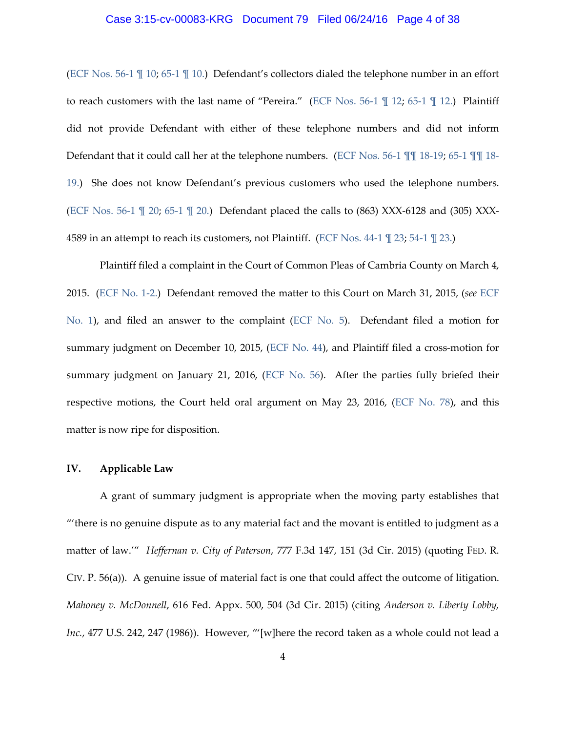(ECF Nos. 56-1 ¶ 10; 65-1 ¶ 10.) Defendant's collectors dialed the telephone number in an effort to reach customers with the last name of "Pereira." (ECF Nos. 56-1 ¶ 12; 65-1 ¶ 12.) Plaintiff did not provide Defendant with either of these telephone numbers and did not inform Defendant that it could call her at the telephone numbers. (ECF Nos. 56-1 ¶¶ 18-19; 65-1 ¶¶ 18-19.) She does not know Defendant's previous customers who used the telephone numbers. (ECF Nos. 56-1 ¶ 20; 65-1 ¶ 20.) Defendant placed the calls to (863) XXX-6128 and (305) XXX-4589 in an attempt to reach its customers, not Plaintiff. (ECF Nos. 44-1 ¶ 23; 54-1 ¶ 23.)

Plaintiff filed a complaint in the Court of Common Pleas of Cambria County on March 4, 2015. (ECF No. 1-2.) Defendant removed the matter to this Court on March 31, 2015, (*see* ECF No. 1), and filed an answer to the complaint (ECF No. 5). Defendant filed a motion for summary judgment on December 10, 2015, (ECF No. 44), and Plaintiff filed a cross-motion for summary judgment on January 21, 2016, (ECF No. 56). After the parties fully briefed their respective motions, the Court held oral argument on May 23, 2016, (ECF No. 78), and this matter is now ripe for disposition.

## IV. Applicable Law

A grant of summary judgment is appropriate when the moving party establishes that "'there is no genuine dispute as to any material fact and the movant is entitled to judgment as a matter of law.'" *Heffernan v. City of Paterson*, 777 F.3d 147, 151 (3d Cir. 2015) (quoting FED. R. CIV. P. 56(a)). A genuine issue of material fact is one that could affect the outcome of litigation. *Mahoney v. McDonnell*, 616 Fed. Appx. 500, 504 (3d Cir. 2015) (citing *Anderson v. Liberty Lobby, Inc.*, 477 U.S. 242, 247 (1986)). However, "'[w]here the record taken as a whole could not lead a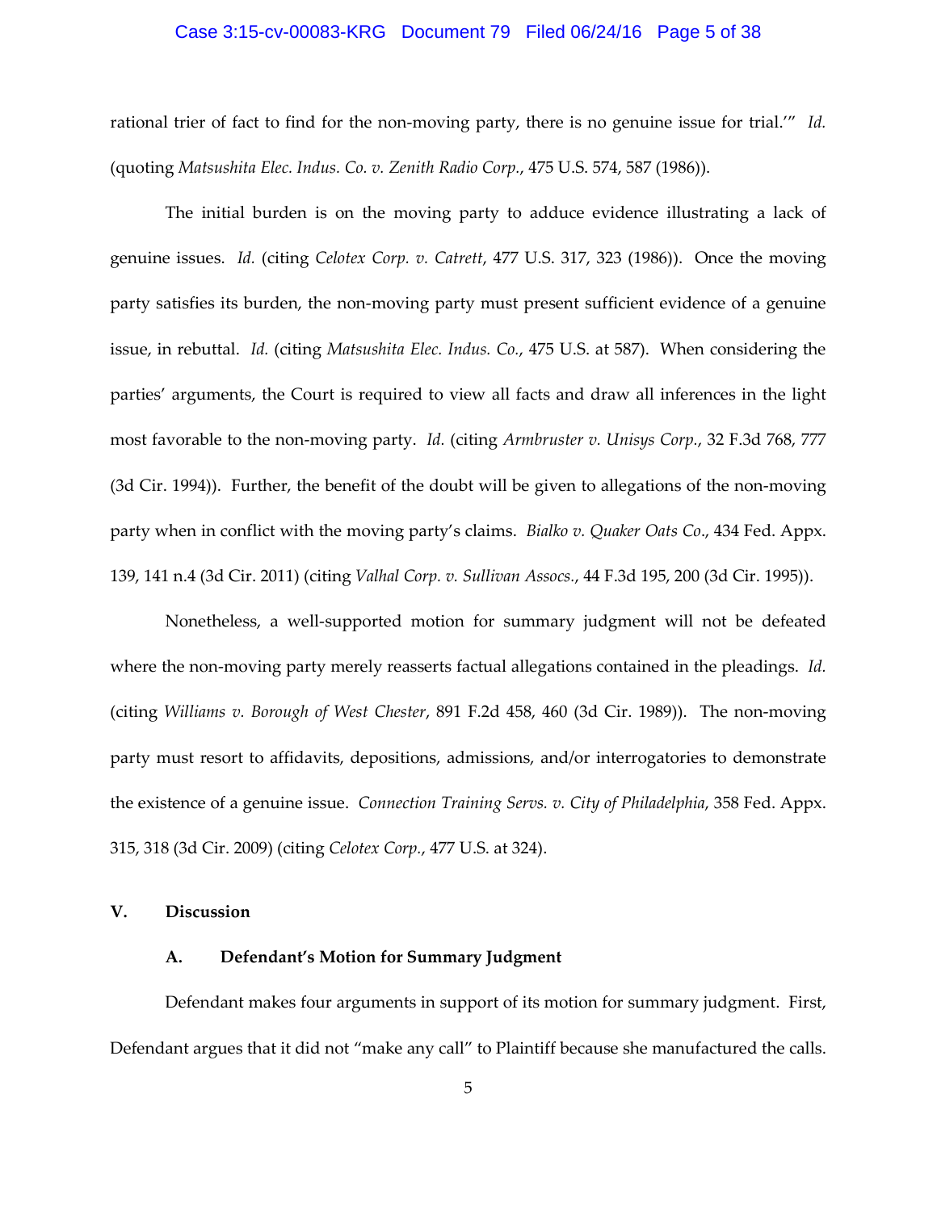rational trier of fact to find for the non-moving party, there is no genuine issue for trial.'" *Id.* (quoting *Matsushita Elec. Indus. Co. v. Zenith Radio Corp.*, 475 U.S. 574, 587 (1986)).

The initial burden is on the moving party to adduce evidence illustrating a lack of genuine issues. *Id.* (citing *Celotex Corp. v. Catrett*, 477 U.S. 317, 323 (1986)). Once the moving party satisfies its burden, the non-moving party must present sufficient evidence of a genuine issue, in rebuttal. *Id.* (citing *Matsushita Elec. Indus. Co.*, 475 U.S. at 587). When considering the parties' arguments, the Court is required to view all facts and draw all inferences in the light most favorable to the non-moving party. *Id.* (citing *Armbruster v. Unisys Corp.*, 32 F.3d 768, 777 (3d Cir. 1994)). Further, the benefit of the doubt will be given to allegations of the non-moving party when in conflict with the moving party's claims. *Bialko v. Quaker Oats Co*., 434 Fed. Appx. 139, 141 n.4 (3d Cir. 2011) (citing *Valhal Corp. v. Sullivan Assocs.*, 44 F.3d 195, 200 (3d Cir. 1995)).

Nonetheless, a well-supported motion for summary judgment will not be defeated where the non-moving party merely reasserts factual allegations contained in the pleadings. *Id.* (citing *Williams v. Borough of West Chester*, 891 F.2d 458, 460 (3d Cir. 1989)). The non-moving party must resort to affidavits, depositions, admissions, and/or interrogatories to demonstrate the existence of a genuine issue. *Connection Training Servs. v. City of Philadelphia*, 358 Fed. Appx. 315, 318 (3d Cir. 2009) (citing *Celotex Corp.*, 477 U.S. at 324).

## V. Discussion

### A. Defendant's Motion for Summary Judgment

Defendant makes four arguments in support of its motion for summary judgment. First, Defendant argues that it did not "make any call" to Plaintiff because she manufactured the calls.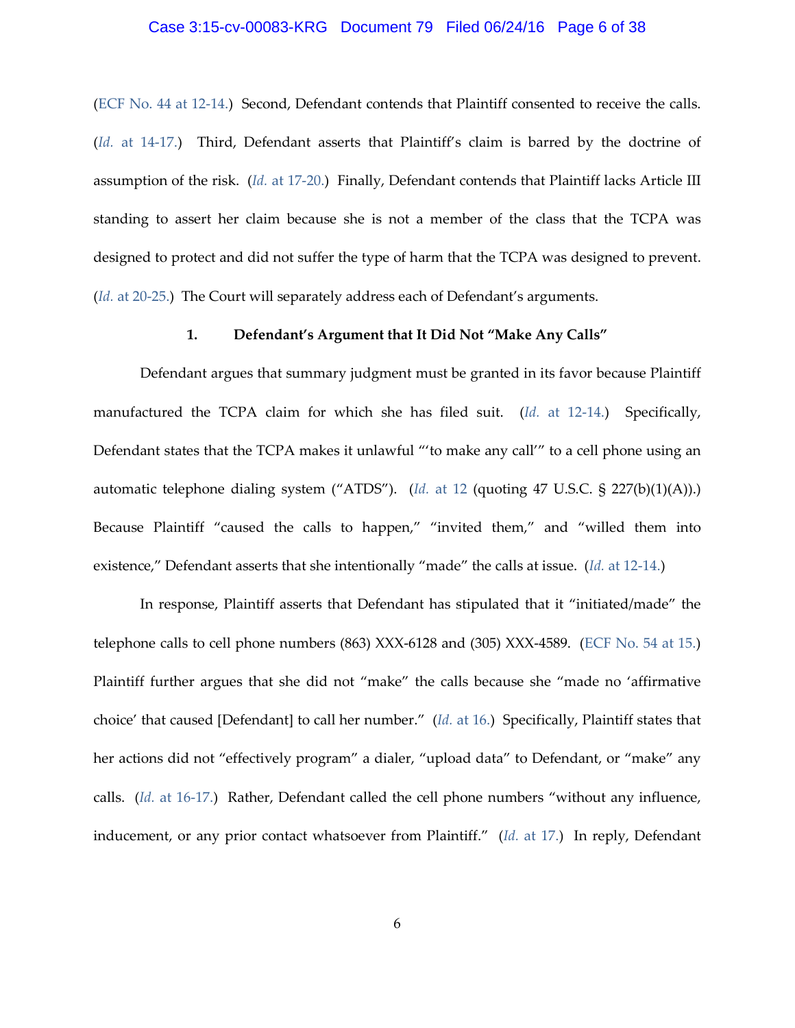(ECF No. 44 at 12-14.) Second, Defendant contends that Plaintiff consented to receive the calls. (*Id.* at 14-17.) Third, Defendant asserts that Plaintiff's claim is barred by the doctrine of assumption of the risk. (*Id.* at 17-20.) Finally, Defendant contends that Plaintiff lacks Article III standing to assert her claim because she is not a member of the class that the TCPA was designed to protect and did not suffer the type of harm that the TCPA was designed to prevent. (*Id.* at 20-25.) The Court will separately address each of Defendant's arguments.

**1. Defendant's Argument that It Did Not "Make Any Calls"**

Defendant argues that summary judgment must be granted in its favor because Plaintiff manufactured the TCPA claim for which she has filed suit. (*Id.* at 12-14.) Specifically, Defendant states that the TCPA makes it unlawful "'to make any call'" to a cell phone using an automatic telephone dialing system ("ATDS"). (*Id.* at 12 (quoting 47 U.S.C. § 227(b)(1)(A)).) Because Plaintiff "caused the calls to happen," "invited them," and "willed them into existence," Defendant asserts that she intentionally "made" the calls at issue. (*Id.* at 12-14.)

In response, Plaintiff asserts that Defendant has stipulated that it "initiated/made" the telephone calls to cell phone numbers (863) XXX-6128 and (305) XXX-4589. (ECF No. 54 at 15.) Plaintiff further argues that she did not "make" the calls because she "made no 'affirmative choice' that caused [Defendant] to call her number." (*Id.* at 16.) Specifically, Plaintiff states that her actions did not "effectively program" a dialer, "upload data" to Defendant, or "make" any calls. (*Id.* at 16-17.) Rather, Defendant called the cell phone numbers "without any influence, inducement, or any prior contact whatsoever from Plaintiff." (*Id.* at 17.) In reply, Defendant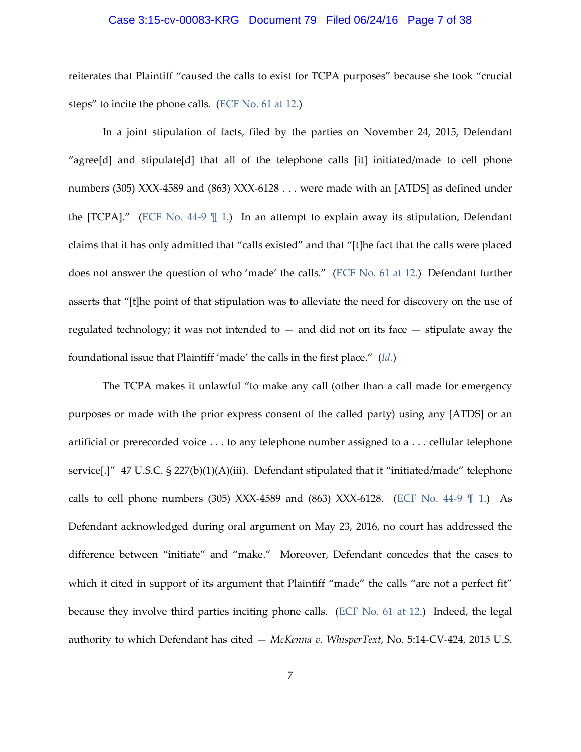reiterates that Plaintiff "caused the calls to exist for TCPA purposes" because she took "crucial steps" to incite the phone calls. (ECF No. 61 at 12.)

In a joint stipulation of facts, filed by the parties on November 24, 2015, Defendant "agree[d] and stipulate[d] that all of the telephone calls [it] initiated/made to cell phone numbers (305) XXX-4589 and (863) XXX-6128 . . . were made with an [ATDS] as defined under the [TCPA]." (ECF No. 44-9 ¶ 1.) In an attempt to explain away its stipulation, Defendant claims that it has only admitted that "calls existed" and that "[t]he fact that the calls were placed does not answer the question of who 'made' the calls." (ECF No. 61 at 12.) Defendant further asserts that "[t]he point of that stipulation was to alleviate the need for discovery on the use of regulated technology; it was not intended to — and did not on its face — stipulate away the foundational issue that Plaintiff 'made' the calls in the first place." (*Id.*)

The TCPA makes it unlawful "to make any call (other than a call made for emergency purposes or made with the prior express consent of the called party) using any [ATDS] or an artificial or prerecorded voice . . . to any telephone number assigned to a . . . cellular telephone service[.]" 47 U.S.C. § 227(b)(1)(A)(iii). Defendant stipulated that it "initiated/made" telephone calls to cell phone numbers (305) XXX-4589 and (863) XXX-6128. (ECF No. 44-9 ¶ 1.) As Defendant acknowledged during oral argument on May 23, 2016, no court has addressed the difference between "initiate" and "make." Moreover, Defendant concedes that the cases to which it cited in support of its argument that Plaintiff "made" the calls "are not a perfect fit" because they involve third parties inciting phone calls. (ECF No. 61 at 12.) Indeed, the legal authority to which Defendant has cited — *McKenna v. WhisperText*, No. 5:14-CV-424, 2015 U.S.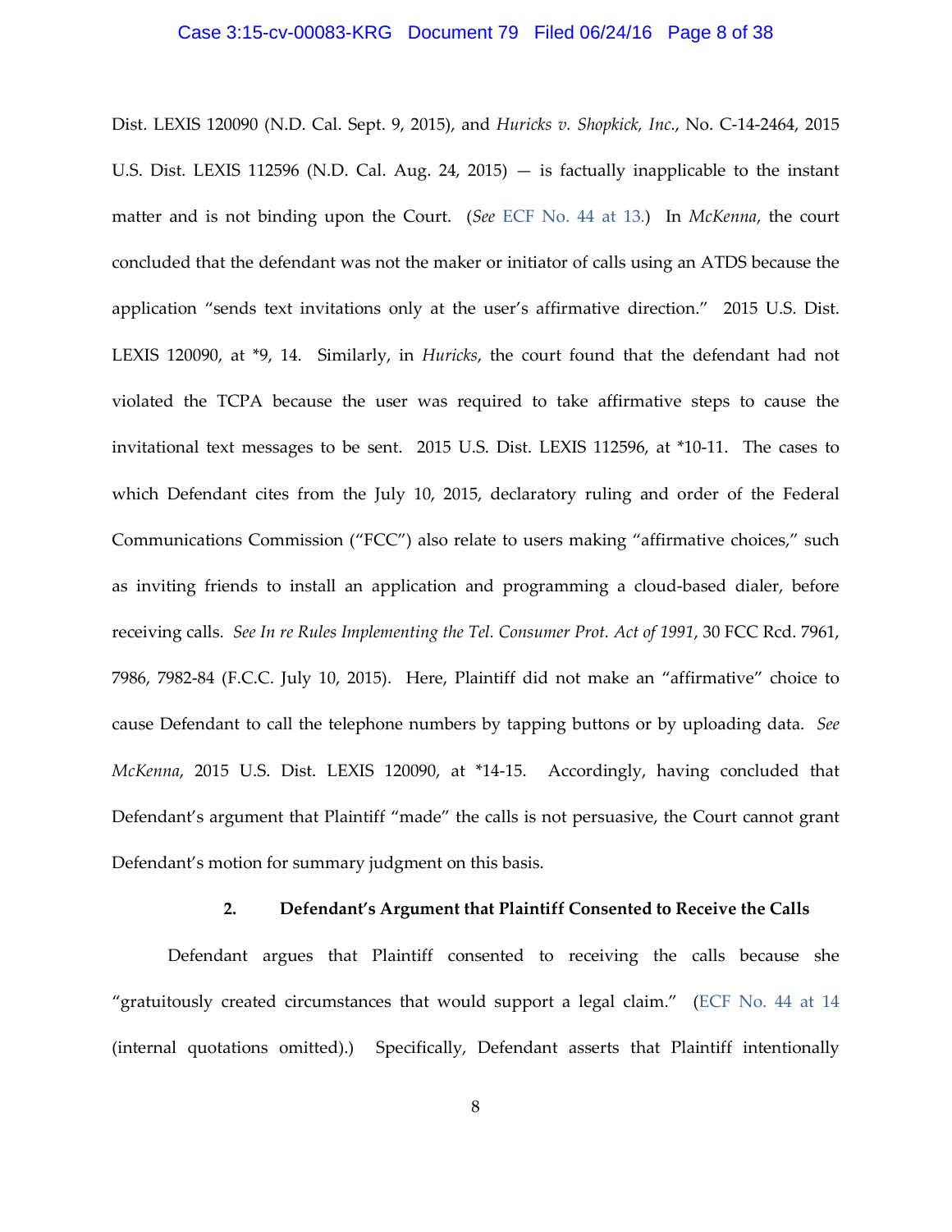Dist. LEXIS 120090 (N.D. Cal. Sept. 9, 2015), and *Huricks v. Shopkick, Inc.*, No. C-14-2464, 2015 U.S. Dist. LEXIS 112596 (N.D. Cal. Aug. 24, 2015) — is factually inapplicable to the instant matter and is not binding upon the Court. (*See* ECF No. 44 at 13.) In *McKenna*, the court concluded that the defendant was not the maker or initiator of calls using an ATDS because the application "sends text invitations only at the user's affirmative direction." 2015 U.S. Dist. LEXIS 120090, at *9, 14. Similarly, in *Huricks*, the court found that the defendant had not violated the TCPA because the user was required to take affirmative steps to cause the invitational text messages to be sent. 2015 U.S. Dist. LEXIS 112596, at *10-11. The cases to which Defendant cites from the July 10, 2015, declaratory ruling and order of the Federal Communications Commission ("FCC") also relate to users making "affirmative choices," such as inviting friends to install an application and programming a cloud-based dialer, before receiving calls. *See In re Rules Implementing the Tel. Consumer Prot. Act of 1991*, 30 FCC Rcd. 7961, 7986, 7982-84 (F.C.C. July 10, 2015). Here, Plaintiff did not make an "affirmative" choice to cause Defendant to call the telephone numbers by tapping buttons or by uploading data. *See McKenna*, 2015 U.S. Dist. LEXIS 120090, at *14-15. Accordingly, having concluded that Defendant's argument that Plaintiff "made" the calls is not persuasive, the Court cannot grant Defendant's motion for summary judgment on this basis.

### 2. Defendant's Argument that Plaintiff Consented to Receive the Calls

Defendant argues that Plaintiff consented to receiving the calls because she "gratuitously created circumstances that would support a legal claim." (ECF No. 44 at 14 (internal quotations omitted).) Specifically, Defendant asserts that Plaintiff intentionally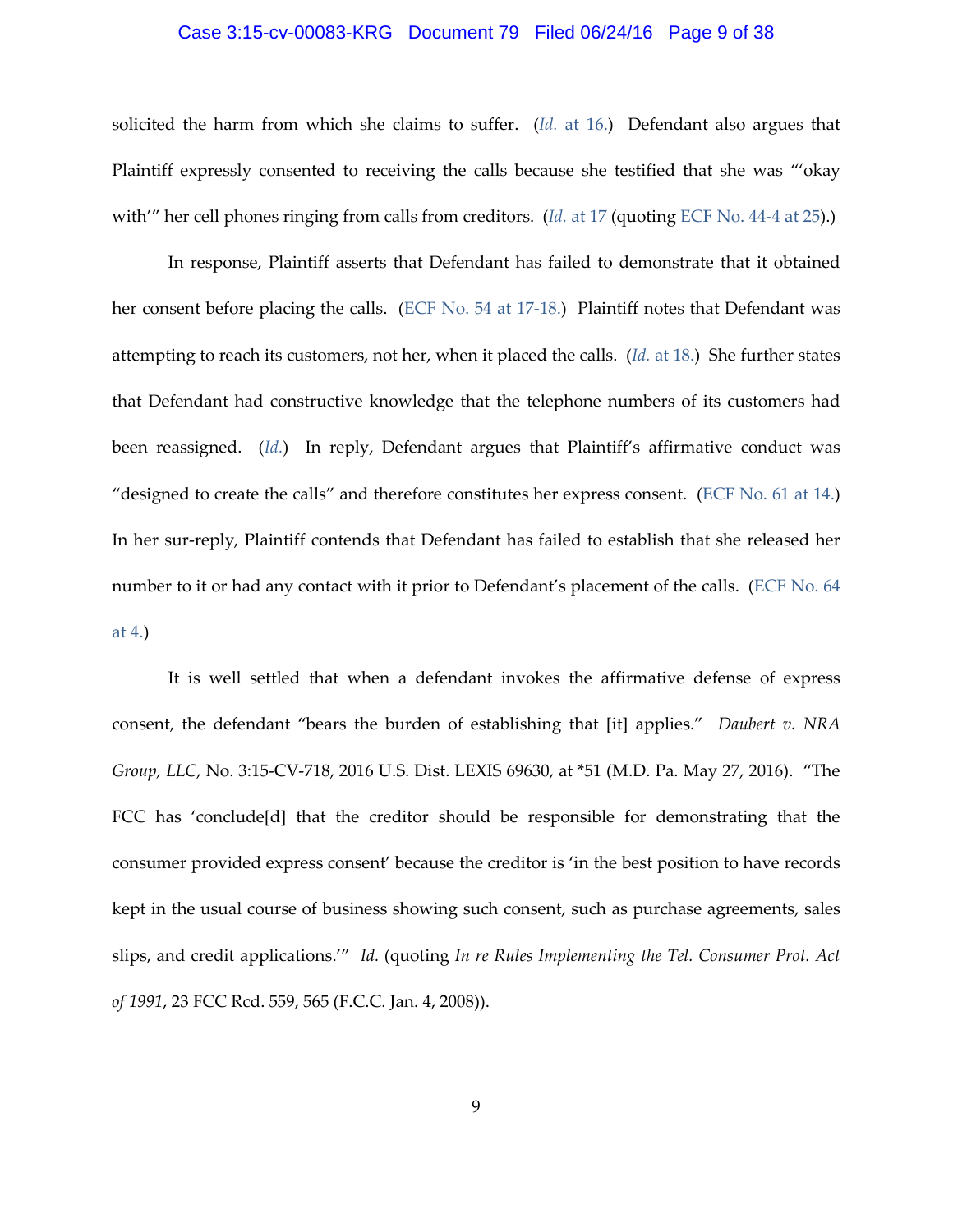solicited the harm from which she claims to suffer. (*Id.* at 16.) Defendant also argues that Plaintiff expressly consented to receiving the calls because she testified that she was "'okay with'" her cell phones ringing from calls from creditors. (*Id.* at 17 (quoting ECF No. 44-4 at 25).)

In response, Plaintiff asserts that Defendant has failed to demonstrate that it obtained her consent before placing the calls. (ECF No. 54 at 17-18.) Plaintiff notes that Defendant was attempting to reach its customers, not her, when it placed the calls. (*Id.* at 18.) She further states that Defendant had constructive knowledge that the telephone numbers of its customers had been reassigned. (*Id.*) In reply, Defendant argues that Plaintiff's affirmative conduct was "designed to create the calls" and therefore constitutes her express consent. (ECF No. 61 at 14.) In her sur-reply, Plaintiff contends that Defendant has failed to establish that she released her number to it or had any contact with it prior to Defendant's placement of the calls. (ECF No. 64 at 4.)

It is well settled that when a defendant invokes the affirmative defense of express consent, the defendant "bears the burden of establishing that [it] applies." *Daubert v. NRA Group, LLC*, No. 3:15-CV-718, 2016 U.S. Dist. LEXIS 69630, at *51 (M.D. Pa. May 27, 2016). "The FCC has 'conclude[d] that the creditor should be responsible for demonstrating that the consumer provided express consent' because the creditor is 'in the best position to have records kept in the usual course of business showing such consent, such as purchase agreements, sales slips, and credit applications.'" *Id.* (quoting *In re Rules Implementing the Tel. Consumer Prot. Act of 1991*, 23 FCC Rcd. 559, 565 (F.C.C. Jan. 4, 2008)).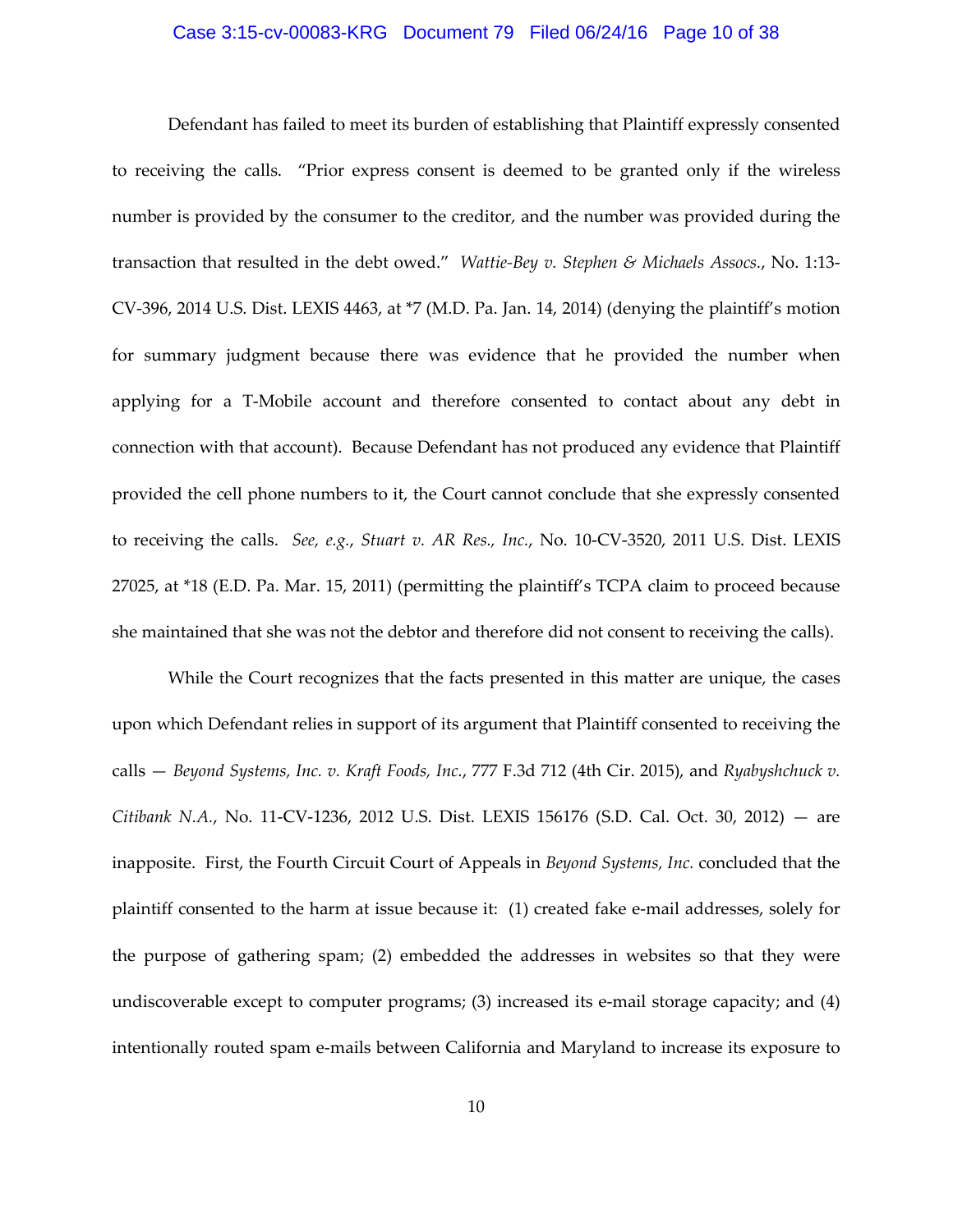Defendant has failed to meet its burden of establishing that Plaintiff expressly consented to receiving the calls. "Prior express consent is deemed to be granted only if the wireless number is provided by the consumer to the creditor, and the number was provided during the transaction that resulted in the debt owed." *Wattie-Bey v. Stephen & Michaels Assocs.*, No. 1:13-CV-396, 2014 U.S. Dist. LEXIS 4463, at *7 (M.D. Pa. Jan. 14, 2014) (denying the plaintiff's motion for summary judgment because there was evidence that he provided the number when applying for a T-Mobile account and therefore consented to contact about any debt in connection with that account). Because Defendant has not produced any evidence that Plaintiff provided the cell phone numbers to it, the Court cannot conclude that she expressly consented to receiving the calls. *See, e.g.*, *Stuart v. AR Res., Inc.*, No. 10-CV-3520, 2011 U.S. Dist. LEXIS 27025, at *18 (E.D. Pa. Mar. 15, 2011) (permitting the plaintiff's TCPA claim to proceed because she maintained that she was not the debtor and therefore did not consent to receiving the calls).

While the Court recognizes that the facts presented in this matter are unique, the cases upon which Defendant relies in support of its argument that Plaintiff consented to receiving the calls — *Beyond Systems, Inc. v. Kraft Foods, Inc.*, 777 F.3d 712 (4th Cir. 2015), and *Ryabyshchuck v. Citibank N.A.*, No. 11-CV-1236, 2012 U.S. Dist. LEXIS 156176 (S.D. Cal. Oct. 30, 2012) — are inapposite. First, the Fourth Circuit Court of Appeals in *Beyond Systems, Inc.* concluded that the plaintiff consented to the harm at issue because it: (1) created fake e-mail addresses, solely for the purpose of gathering spam; (2) embedded the addresses in websites so that they were undiscoverable except to computer programs; (3) increased its e-mail storage capacity; and (4) intentionally routed spam e-mails between California and Maryland to increase its exposure to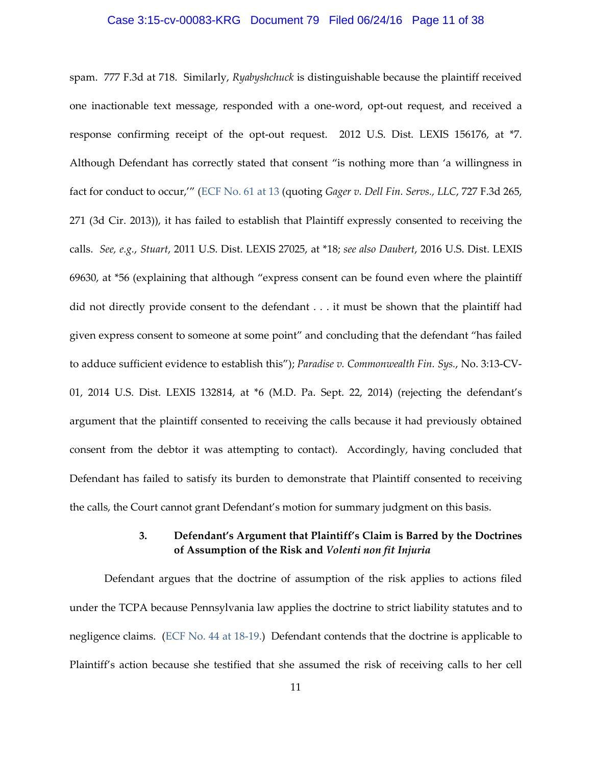spam. 777 F.3d at 718. Similarly, *Ryabyshchuck* is distinguishable because the plaintiff received one inactionable text message, responded with a one-word, opt-out request, and received a response confirming receipt of the opt-out request. 2012 U.S. Dist. LEXIS 156176, at *7. Although Defendant has correctly stated that consent "is nothing more than 'a willingness in fact for conduct to occur,'" (ECF No. 61 at 13 (quoting *Gager v. Dell Fin. Servs., LLC*, 727 F.3d 265, 271 (3d Cir. 2013)), it has failed to establish that Plaintiff expressly consented to receiving the calls. *See, e.g.*, *Stuart*, 2011 U.S. Dist. LEXIS 27025, at *18; *see also Daubert*, 2016 U.S. Dist. LEXIS 69630, at *56 (explaining that although "express consent can be found even where the plaintiff did not directly provide consent to the defendant . . . it must be shown that the plaintiff had given express consent to someone at some point" and concluding that the defendant "has failed to adduce sufficient evidence to establish this"); *Paradise v. Commonwealth Fin. Sys.*, No. 3:13-CV-01, 2014 U.S. Dist. LEXIS 132814, at *6 (M.D. Pa. Sept. 22, 2014) (rejecting the defendant's argument that the plaintiff consented to receiving the calls because it had previously obtained consent from the debtor it was attempting to contact). Accordingly, having concluded that Defendant has failed to satisfy its burden to demonstrate that Plaintiff consented to receiving the calls, the Court cannot grant Defendant's motion for summary judgment on this basis.

### 3. Defendant's Argument that Plaintiff's Claim is Barred by the Doctrines of Assumption of the Risk and *Volenti non fit Injuria*

Defendant argues that the doctrine of assumption of the risk applies to actions filed under the TCPA because Pennsylvania law applies the doctrine to strict liability statutes and to negligence claims. (ECF No. 44 at 18-19.) Defendant contends that the doctrine is applicable to Plaintiff's action because she testified that she assumed the risk of receiving calls to her cell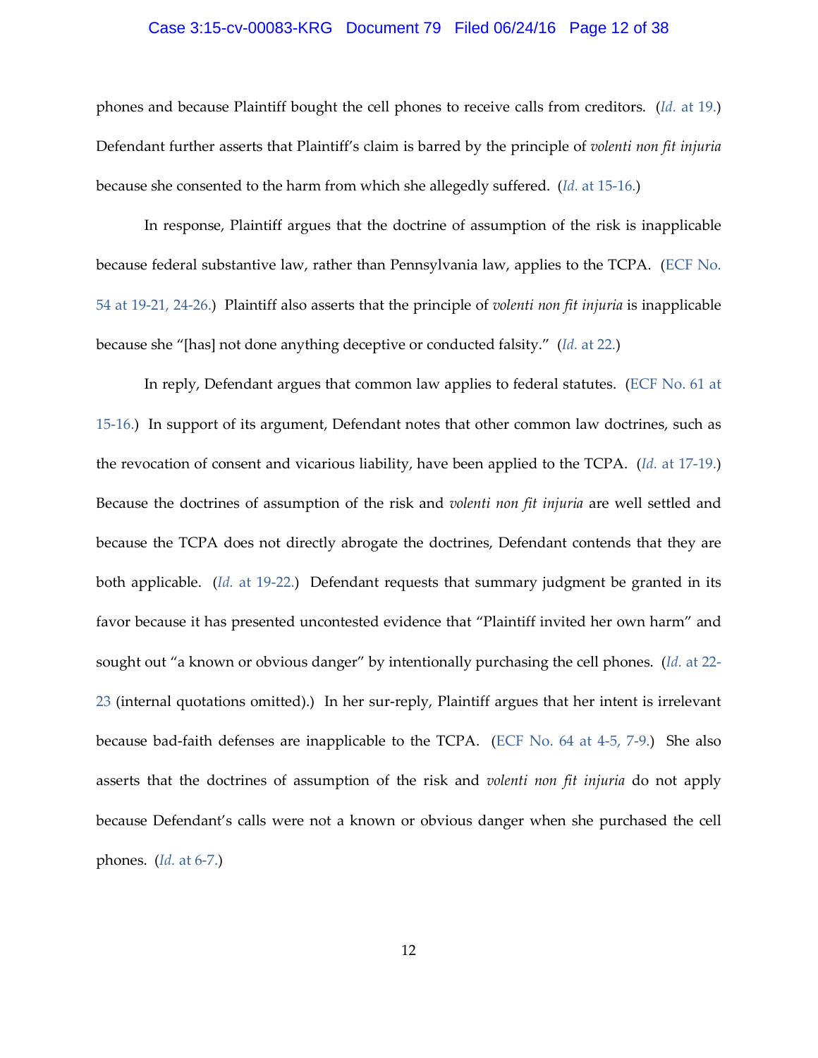phones and because Plaintiff bought the cell phones to receive calls from creditors. (*Id.* at 19.) Defendant further asserts that Plaintiff's claim is barred by the principle of *volenti non fit injuria* because she consented to the harm from which she allegedly suffered. (*Id.* at 15-16.)

In response, Plaintiff argues that the doctrine of assumption of the risk is inapplicable because federal substantive law, rather than Pennsylvania law, applies to the TCPA. (ECF No. 54 at 19-21, 24-26.) Plaintiff also asserts that the principle of *volenti non fit injuria* is inapplicable because she "[has] not done anything deceptive or conducted falsity." (*Id.* at 22.)

In reply, Defendant argues that common law applies to federal statutes. (ECF No. 61 at 15-16.) In support of its argument, Defendant notes that other common law doctrines, such as the revocation of consent and vicarious liability, have been applied to the TCPA. (*Id.* at 17-19.) Because the doctrines of assumption of the risk and *volenti non fit injuria* are well settled and because the TCPA does not directly abrogate the doctrines, Defendant contends that they are both applicable. (*Id.* at 19-22.) Defendant requests that summary judgment be granted in its favor because it has presented uncontested evidence that "Plaintiff invited her own harm" and sought out "a known or obvious danger" by intentionally purchasing the cell phones. (*Id.* at 22-23 (internal quotations omitted).) In her sur-reply, Plaintiff argues that her intent is irrelevant because bad-faith defenses are inapplicable to the TCPA. (ECF No. 64 at 4-5, 7-9.) She also asserts that the doctrines of assumption of the risk and *volenti non fit injuria* do not apply because Defendant's calls were not a known or obvious danger when she purchased the cell phones. (*Id.* at 6-7.)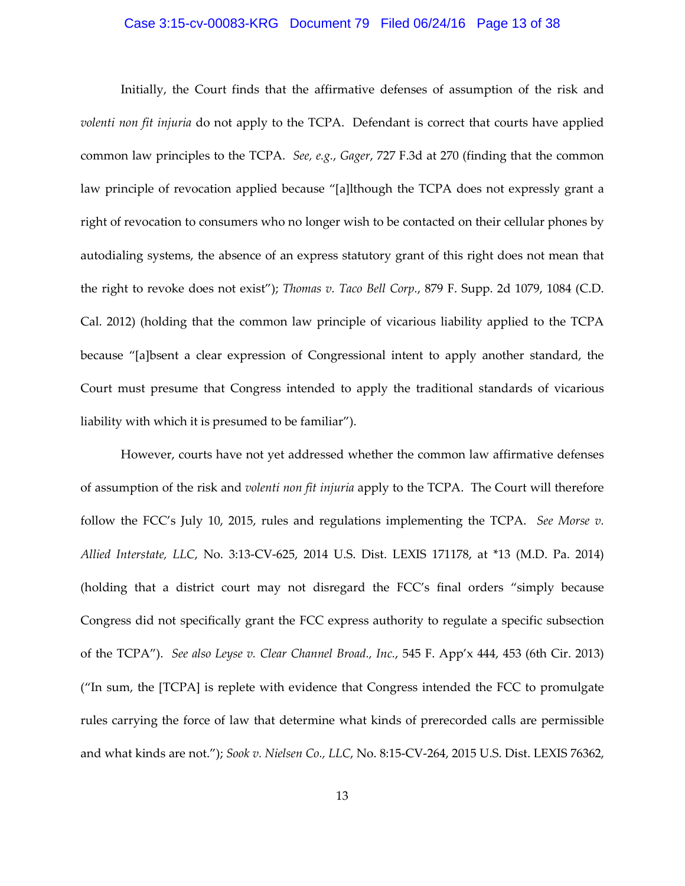Initially, the Court finds that the affirmative defenses of assumption of the risk and *volenti non fit injuria* do not apply to the TCPA. Defendant is correct that courts have applied common law principles to the TCPA. *See, e.g.*, *Gager*, 727 F.3d at 270 (finding that the common law principle of revocation applied because "[a]lthough the TCPA does not expressly grant a right of revocation to consumers who no longer wish to be contacted on their cellular phones by autodialing systems, the absence of an express statutory grant of this right does not mean that the right to revoke does not exist"); *Thomas v. Taco Bell Corp.*, 879 F. Supp. 2d 1079, 1084 (C.D. Cal. 2012) (holding that the common law principle of vicarious liability applied to the TCPA because "[a]bsent a clear expression of Congressional intent to apply another standard, the Court must presume that Congress intended to apply the traditional standards of vicarious liability with which it is presumed to be familiar").

However, courts have not yet addressed whether the common law affirmative defenses of assumption of the risk and *volenti non fit injuria* apply to the TCPA. The Court will therefore follow the FCC's July 10, 2015, rules and regulations implementing the TCPA. *See Morse v. Allied Interstate, LLC*, No. 3:13-CV-625, 2014 U.S. Dist. LEXIS 171178, at *13 (M.D. Pa. 2014) (holding that a district court may not disregard the FCC's final orders "simply because Congress did not specifically grant the FCC express authority to regulate a specific subsection of the TCPA"). *See also Leyse v. Clear Channel Broad., Inc.*, 545 F. App'x 444, 453 (6th Cir. 2013) ("In sum, the [TCPA] is replete with evidence that Congress intended the FCC to promulgate rules carrying the force of law that determine what kinds of prerecorded calls are permissible and what kinds are not."); *Sook v. Nielsen Co., LLC*, No. 8:15-CV-264, 2015 U.S. Dist. LEXIS 76362,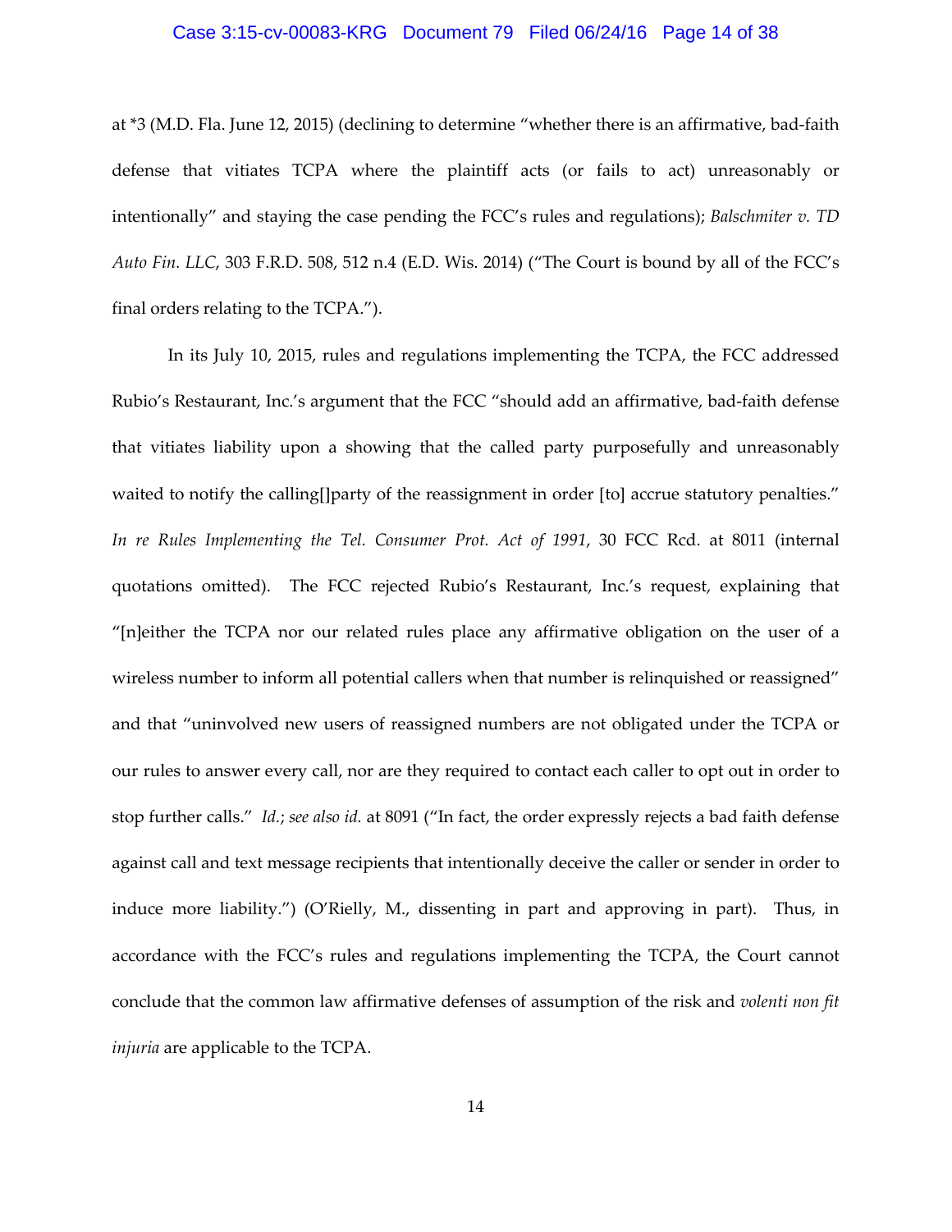at *3 (M.D. Fla. June 12, 2015) (declining to determine "whether there is an affirmative, bad-faith defense that vitiates TCPA where the plaintiff acts (or fails to act) unreasonably or intentionally" and staying the case pending the FCC's rules and regulations); *Balschmiter v. TD Auto Fin. LLC*, 303 F.R.D. 508, 512 n.4 (E.D. Wis. 2014) ("The Court is bound by all of the FCC's final orders relating to the TCPA.").

In its July 10, 2015, rules and regulations implementing the TCPA, the FCC addressed Rubio's Restaurant, Inc.'s argument that the FCC "should add an affirmative, bad-faith defense that vitiates liability upon a showing that the called party purposefully and unreasonably waited to notify the calling[]party of the reassignment in order [to] accrue statutory penalties." *In re Rules Implementing the Tel. Consumer Prot. Act of 1991*, 30 FCC Rcd. at 8011 (internal quotations omitted). The FCC rejected Rubio's Restaurant, Inc.'s request, explaining that "[n]either the TCPA nor our related rules place any affirmative obligation on the user of a wireless number to inform all potential callers when that number is relinquished or reassigned" and that "uninvolved new users of reassigned numbers are not obligated under the TCPA or our rules to answer every call, nor are they required to contact each caller to opt out in order to stop further calls." *Id.*; *see also id.* at 8091 ("In fact, the order expressly rejects a bad faith defense against call and text message recipients that intentionally deceive the caller or sender in order to induce more liability.") (O'Rielly, M., dissenting in part and approving in part). Thus, in accordance with the FCC's rules and regulations implementing the TCPA, the Court cannot conclude that the common law affirmative defenses of assumption of the risk and *volenti non fit injuria* are applicable to the TCPA.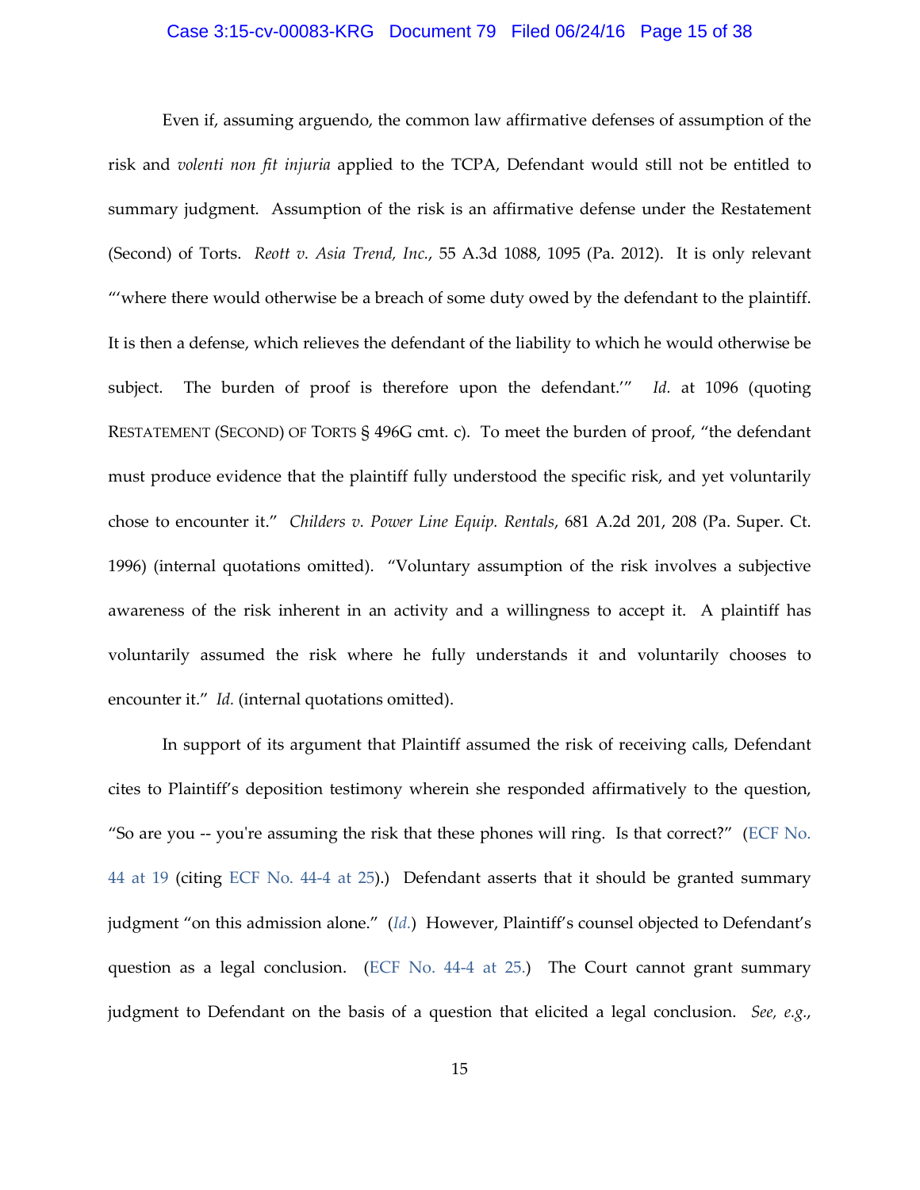Even if, assuming arguendo, the common law affirmative defenses of assumption of the risk and *volenti non fit injuria* applied to the TCPA, Defendant would still not be entitled to summary judgment. Assumption of the risk is an affirmative defense under the Restatement (Second) of Torts. *Reott v. Asia Trend, Inc.*, 55 A.3d 1088, 1095 (Pa. 2012). It is only relevant "'where there would otherwise be a breach of some duty owed by the defendant to the plaintiff. It is then a defense, which relieves the defendant of the liability to which he would otherwise be subject. The burden of proof is therefore upon the defendant.'" *Id.* at 1096 (quoting RESTATEMENT (SECOND) OF TORTS § 496G cmt. c). To meet the burden of proof, "the defendant must produce evidence that the plaintiff fully understood the specific risk, and yet voluntarily chose to encounter it." *Childers v. Power Line Equip. Rentals*, 681 A.2d 201, 208 (Pa. Super. Ct. 1996) (internal quotations omitted). "Voluntary assumption of the risk involves a subjective awareness of the risk inherent in an activity and a willingness to accept it. A plaintiff has voluntarily assumed the risk where he fully understands it and voluntarily chooses to encounter it." *Id.* (internal quotations omitted).

In support of its argument that Plaintiff assumed the risk of receiving calls, Defendant cites to Plaintiff's deposition testimony wherein she responded affirmatively to the question, "So are you -- you're assuming the risk that these phones will ring. Is that correct?" (ECF No. 44 at 19 (citing ECF No. 44-4 at 25).) Defendant asserts that it should be granted summary judgment "on this admission alone." (*Id.*) However, Plaintiff's counsel objected to Defendant's question as a legal conclusion. (ECF No. 44-4 at 25.) The Court cannot grant summary judgment to Defendant on the basis of a question that elicited a legal conclusion. *See, e.g.*,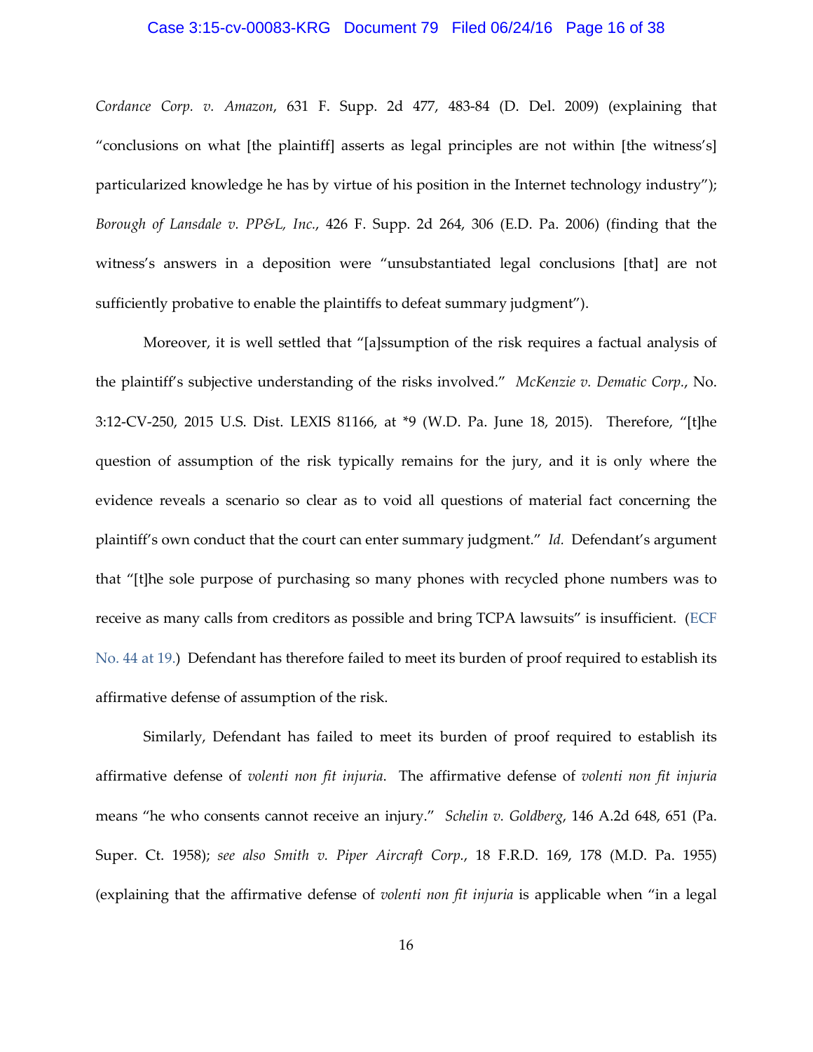*Cordance Corp. v. Amazon*, 631 F. Supp. 2d 477, 483-84 (D. Del. 2009) (explaining that "conclusions on what [the plaintiff] asserts as legal principles are not within [the witness's] particularized knowledge he has by virtue of his position in the Internet technology industry"); *Borough of Lansdale v. PP&L, Inc.*, 426 F. Supp. 2d 264, 306 (E.D. Pa. 2006) (finding that the witness's answers in a deposition were "unsubstantiated legal conclusions [that] are not sufficiently probative to enable the plaintiffs to defeat summary judgment").

Moreover, it is well settled that "[a]ssumption of the risk requires a factual analysis of the plaintiff's subjective understanding of the risks involved." *McKenzie v. Dematic Corp.*, No. 3:12-CV-250, 2015 U.S. Dist. LEXIS 81166, at *9 (W.D. Pa. June 18, 2015). Therefore, "[t]he question of assumption of the risk typically remains for the jury, and it is only where the evidence reveals a scenario so clear as to void all questions of material fact concerning the plaintiff's own conduct that the court can enter summary judgment." *Id.* Defendant's argument that "[t]he sole purpose of purchasing so many phones with recycled phone numbers was to receive as many calls from creditors as possible and bring TCPA lawsuits" is insufficient. (ECF No. 44 at 19.) Defendant has therefore failed to meet its burden of proof required to establish its affirmative defense of assumption of the risk.

Similarly, Defendant has failed to meet its burden of proof required to establish its affirmative defense of *volenti non fit injuria*. The affirmative defense of *volenti non fit injuria* means "he who consents cannot receive an injury." *Schelin v. Goldberg*, 146 A.2d 648, 651 (Pa. Super. Ct. 1958); *see also Smith v. Piper Aircraft Corp.*, 18 F.R.D. 169, 178 (M.D. Pa. 1955) (explaining that the affirmative defense of *volenti non fit injuria* is applicable when "in a legal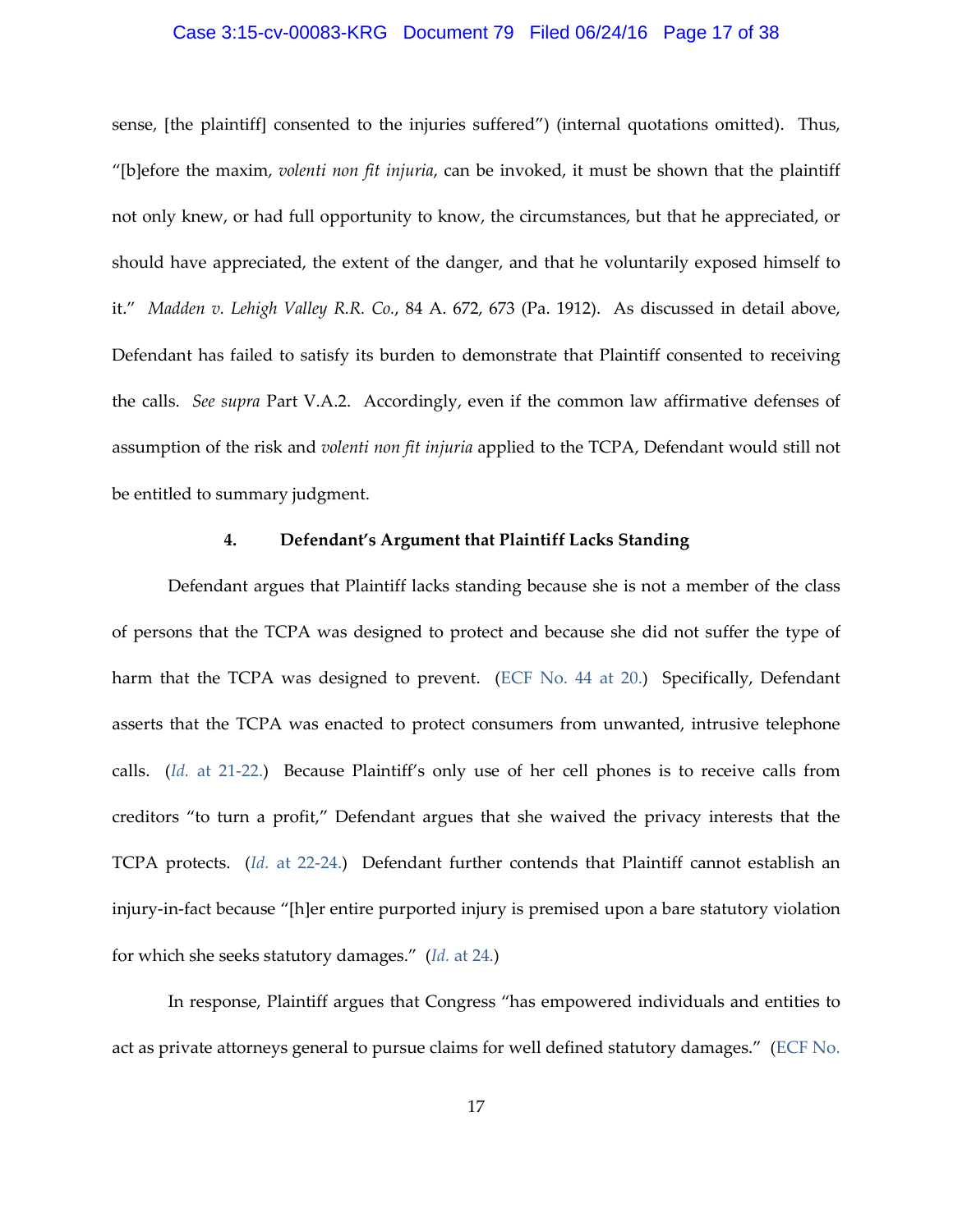sense, [the plaintiff] consented to the injuries suffered") (internal quotations omitted). Thus, "[b]efore the maxim, *volenti non fit injuria*, can be invoked, it must be shown that the plaintiff not only knew, or had full opportunity to know, the circumstances, but that he appreciated, or should have appreciated, the extent of the danger, and that he voluntarily exposed himself to it." *Madden v. Lehigh Valley R.R. Co.*, 84 A. 672, 673 (Pa. 1912). As discussed in detail above, Defendant has failed to satisfy its burden to demonstrate that Plaintiff consented to receiving the calls. *See supra* Part V.A.2. Accordingly, even if the common law affirmative defenses of assumption of the risk and *volenti non fit injuria* applied to the TCPA, Defendant would still not be entitled to summary judgment.

**4. Defendant's Argument that Plaintiff Lacks Standing**

Defendant argues that Plaintiff lacks standing because she is not a member of the class of persons that the TCPA was designed to protect and because she did not suffer the type of harm that the TCPA was designed to prevent. (ECF No. 44 at 20.) Specifically, Defendant asserts that the TCPA was enacted to protect consumers from unwanted, intrusive telephone calls. (*Id.* at 21-22.) Because Plaintiff's only use of her cell phones is to receive calls from creditors "to turn a profit," Defendant argues that she waived the privacy interests that the TCPA protects. (*Id.* at 22-24.) Defendant further contends that Plaintiff cannot establish an injury-in-fact because "[h]er entire purported injury is premised upon a bare statutory violation for which she seeks statutory damages." (*Id.* at 24.)

In response, Plaintiff argues that Congress "has empowered individuals and entities to act as private attorneys general to pursue claims for well defined statutory damages." (ECF No.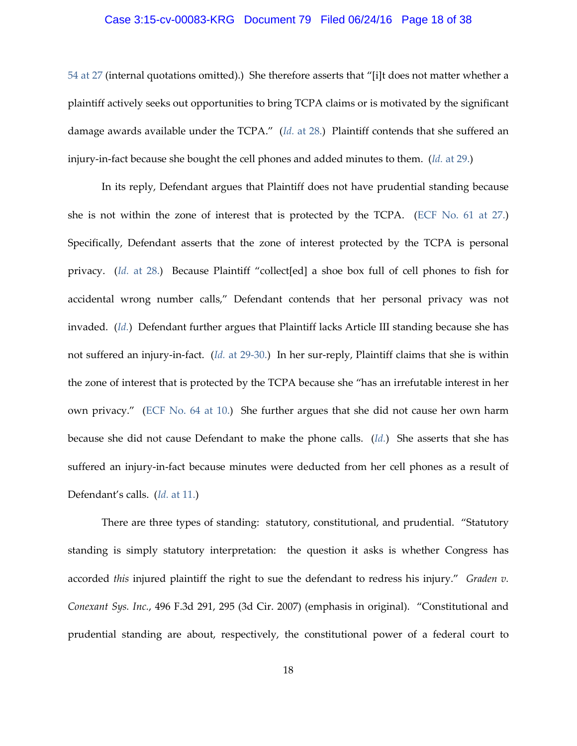54 at 27 (internal quotations omitted).) She therefore asserts that "[i]t does not matter whether a plaintiff actively seeks out opportunities to bring TCPA claims or is motivated by the significant damage awards available under the TCPA." (*Id.* at 28.) Plaintiff contends that she suffered an injury-in-fact because she bought the cell phones and added minutes to them. (*Id.* at 29.)

In its reply, Defendant argues that Plaintiff does not have prudential standing because she is not within the zone of interest that is protected by the TCPA. (ECF No. 61 at 27.) Specifically, Defendant asserts that the zone of interest protected by the TCPA is personal privacy. (*Id.* at 28.) Because Plaintiff "collect[ed] a shoe box full of cell phones to fish for accidental wrong number calls," Defendant contends that her personal privacy was not invaded. (*Id.*) Defendant further argues that Plaintiff lacks Article III standing because she has not suffered an injury-in-fact. (*Id.* at 29-30.) In her sur-reply, Plaintiff claims that she is within the zone of interest that is protected by the TCPA because she "has an irrefutable interest in her own privacy." (ECF No. 64 at 10.) She further argues that she did not cause her own harm because she did not cause Defendant to make the phone calls. (*Id.*) She asserts that she has suffered an injury-in-fact because minutes were deducted from her cell phones as a result of Defendant's calls. (*Id.* at 11.)

There are three types of standing: statutory, constitutional, and prudential. "Statutory standing is simply statutory interpretation: the question it asks is whether Congress has accorded *this* injured plaintiff the right to sue the defendant to redress his injury." *Graden v. Conexant Sys. Inc.*, 496 F.3d 291, 295 (3d Cir. 2007) (emphasis in original). "Constitutional and prudential standing are about, respectively, the constitutional power of a federal court to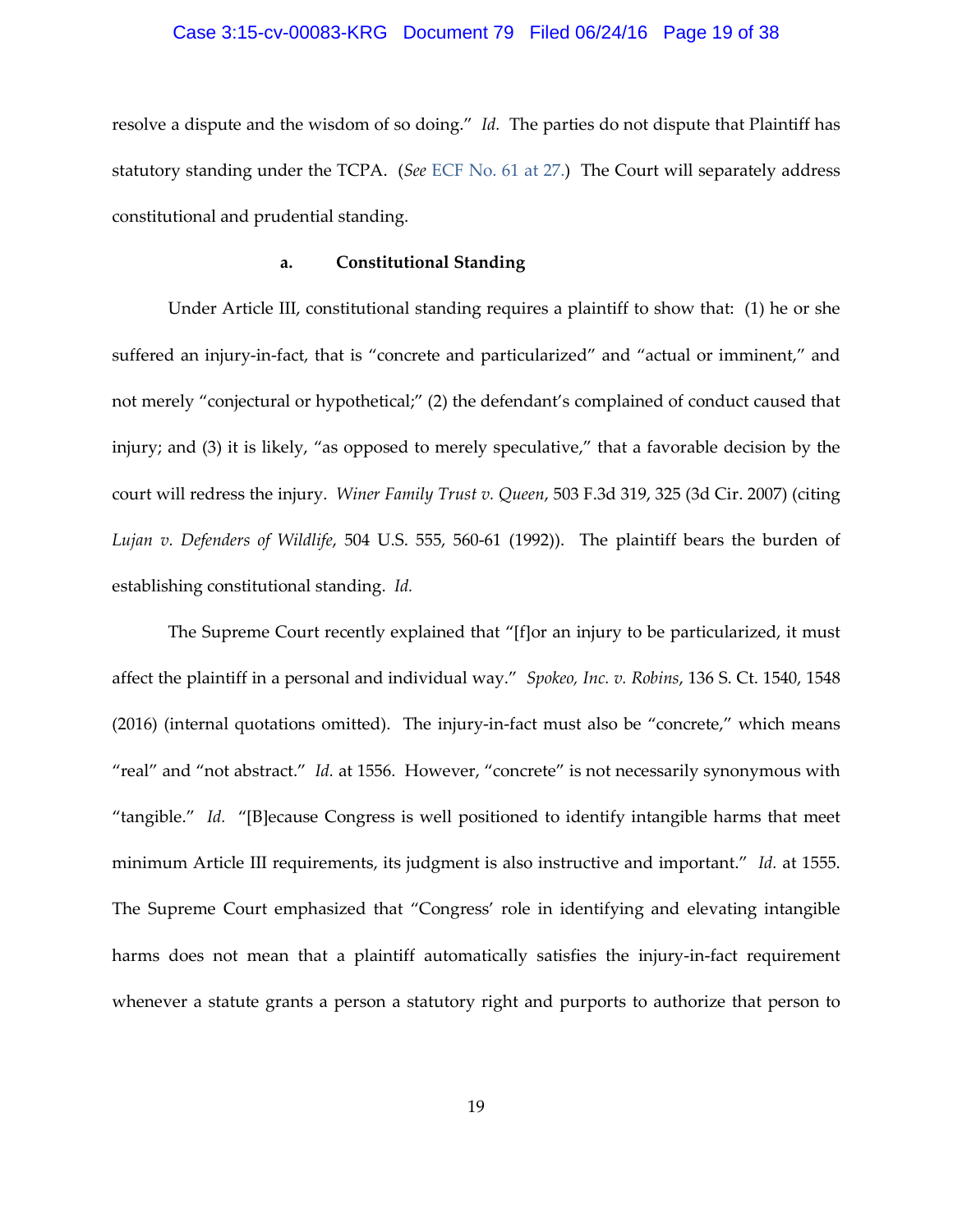resolve a dispute and the wisdom of so doing." *Id.* The parties do not dispute that Plaintiff has statutory standing under the TCPA. (*See* ECF No. 61 at 27.) The Court will separately address constitutional and prudential standing.

#### a. Constitutional Standing

Under Article III, constitutional standing requires a plaintiff to show that: (1) he or she suffered an injury-in-fact, that is "concrete and particularized" and "actual or imminent," and not merely "conjectural or hypothetical;" (2) the defendant's complained of conduct caused that injury; and (3) it is likely, "as opposed to merely speculative," that a favorable decision by the court will redress the injury. *Winer Family Trust v. Queen*, 503 F.3d 319, 325 (3d Cir. 2007) (citing *Lujan v. Defenders of Wildlife*, 504 U.S. 555, 560-61 (1992)). The plaintiff bears the burden of establishing constitutional standing. *Id.*

The Supreme Court recently explained that "[f]or an injury to be particularized, it must affect the plaintiff in a personal and individual way." *Spokeo, Inc. v. Robins*, 136 S. Ct. 1540, 1548 (2016) (internal quotations omitted). The injury-in-fact must also be "concrete," which means "real" and "not abstract." *Id.* at 1556. However, "concrete" is not necessarily synonymous with "tangible." *Id.* "[B]ecause Congress is well positioned to identify intangible harms that meet minimum Article III requirements, its judgment is also instructive and important." *Id.* at 1555. The Supreme Court emphasized that "Congress' role in identifying and elevating intangible harms does not mean that a plaintiff automatically satisfies the injury-in-fact requirement whenever a statute grants a person a statutory right and purports to authorize that person to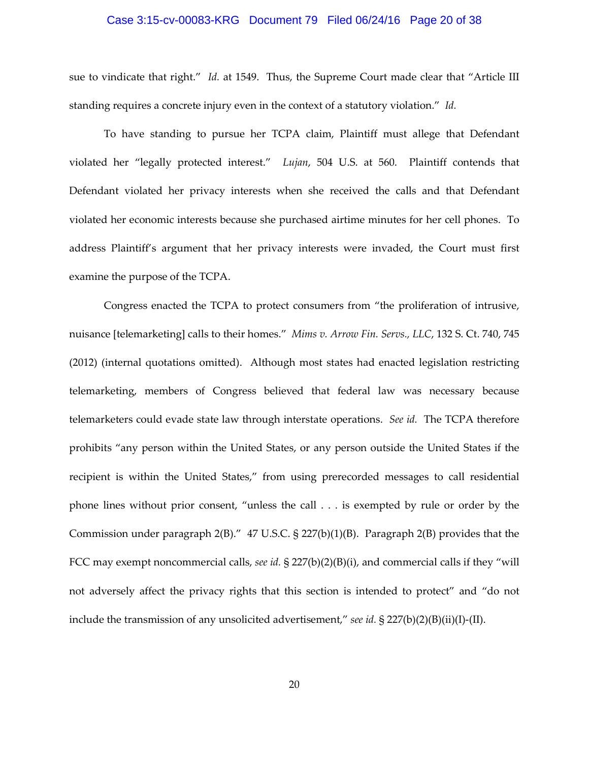sue to vindicate that right." *Id.* at 1549. Thus, the Supreme Court made clear that "Article III standing requires a concrete injury even in the context of a statutory violation." *Id.*

To have standing to pursue her TCPA claim, Plaintiff must allege that Defendant violated her "legally protected interest." *Lujan*, 504 U.S. at 560. Plaintiff contends that Defendant violated her privacy interests when she received the calls and that Defendant violated her economic interests because she purchased airtime minutes for her cell phones. To address Plaintiff's argument that her privacy interests were invaded, the Court must first examine the purpose of the TCPA.

Congress enacted the TCPA to protect consumers from "the proliferation of intrusive, nuisance [telemarketing] calls to their homes." *Mims v. Arrow Fin. Servs., LLC*, 132 S. Ct. 740, 745 (2012) (internal quotations omitted). Although most states had enacted legislation restricting telemarketing, members of Congress believed that federal law was necessary because telemarketers could evade state law through interstate operations. *See id.* The TCPA therefore prohibits "any person within the United States, or any person outside the United States if the recipient is within the United States," from using prerecorded messages to call residential phone lines without prior consent, "unless the call . . . is exempted by rule or order by the Commission under paragraph 2(B)." 47 U.S.C. § 227(b)(1)(B). Paragraph 2(B) provides that the FCC may exempt noncommercial calls, *see id.* § 227(b)(2)(B)(i), and commercial calls if they "will not adversely affect the privacy rights that this section is intended to protect" and "do not include the transmission of any unsolicited advertisement," *see id.* § 227(b)(2)(B)(ii)(I)-(II).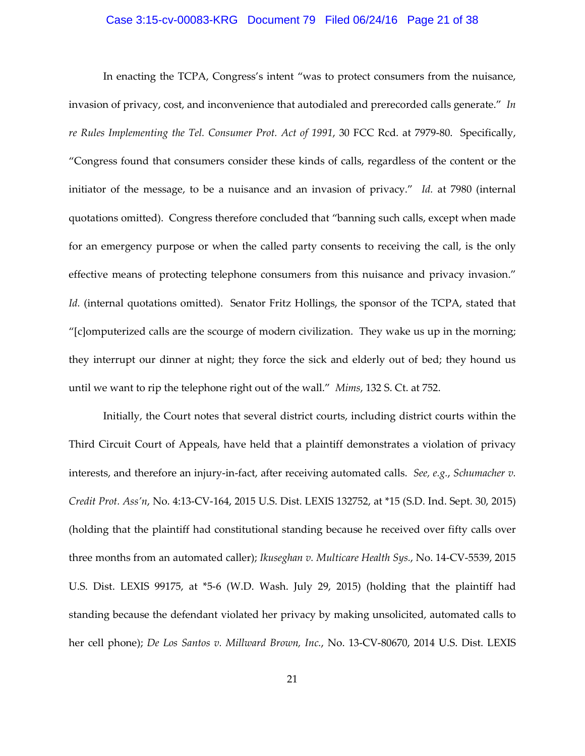In enacting the TCPA, Congress's intent "was to protect consumers from the nuisance, invasion of privacy, cost, and inconvenience that autodialed and prerecorded calls generate." *In re Rules Implementing the Tel. Consumer Prot. Act of 1991*, 30 FCC Rcd. at 7979-80. Specifically, "Congress found that consumers consider these kinds of calls, regardless of the content or the initiator of the message, to be a nuisance and an invasion of privacy." *Id.* at 7980 (internal quotations omitted). Congress therefore concluded that "banning such calls, except when made for an emergency purpose or when the called party consents to receiving the call, is the only effective means of protecting telephone consumers from this nuisance and privacy invasion." *Id.* (internal quotations omitted). Senator Fritz Hollings, the sponsor of the TCPA, stated that "[c]omputerized calls are the scourge of modern civilization. They wake us up in the morning; they interrupt our dinner at night; they force the sick and elderly out of bed; they hound us until we want to rip the telephone right out of the wall." *Mims*, 132 S. Ct. at 752.

Initially, the Court notes that several district courts, including district courts within the Third Circuit Court of Appeals, have held that a plaintiff demonstrates a violation of privacy interests, and therefore an injury-in-fact, after receiving automated calls. *See, e.g.*, *Schumacher v. Credit Prot. Ass'n*, No. 4:13-CV-164, 2015 U.S. Dist. LEXIS 132752, at *15 (S.D. Ind. Sept. 30, 2015) (holding that the plaintiff had constitutional standing because he received over fifty calls over three months from an automated caller); *Ikuseghan v. Multicare Health Sys.*, No. 14-CV-5539, 2015 U.S. Dist. LEXIS 99175, at *5-6 (W.D. Wash. July 29, 2015) (holding that the plaintiff had standing because the defendant violated her privacy by making unsolicited, automated calls to her cell phone); *De Los Santos v. Millward Brown, Inc.*, No. 13-CV-80670, 2014 U.S. Dist. LEXIS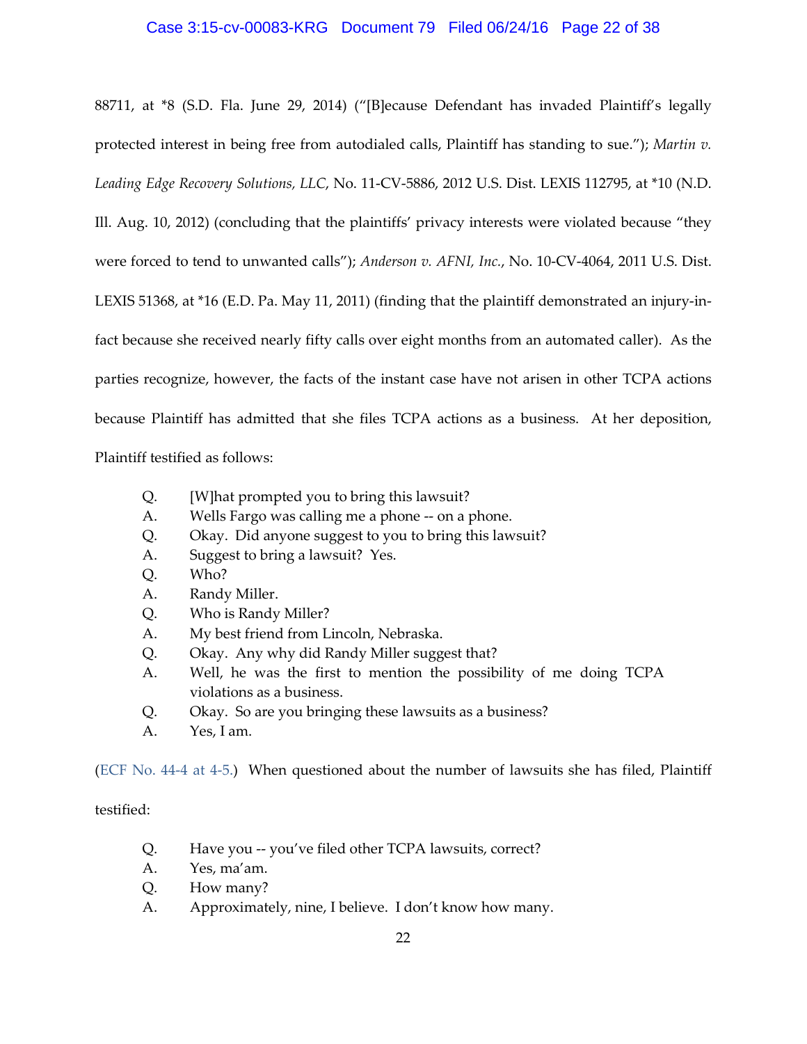88711, at *8 (S.D. Fla. June 29, 2014) ("[B]ecause Defendant has invaded Plaintiff's legally protected interest in being free from autodialed calls, Plaintiff has standing to sue."); *Martin v. Leading Edge Recovery Solutions, LLC*, No. 11-CV-5886, 2012 U.S. Dist. LEXIS 112795, at *10 (N.D. Ill. Aug. 10, 2012) (concluding that the plaintiffs' privacy interests were violated because "they were forced to tend to unwanted calls"); *Anderson v. AFNI, Inc.*, No. 10-CV-4064, 2011 U.S. Dist. LEXIS 51368, at *16 (E.D. Pa. May 11, 2011) (finding that the plaintiff demonstrated an injury-in-fact because she received nearly fifty calls over eight months from an automated caller). As the parties recognize, however, the facts of the instant case have not arisen in other TCPA actions because Plaintiff has admitted that she files TCPA actions as a business. At her deposition, Plaintiff testified as follows:

> Q. [W]hat prompted you to bring this lawsuit?
> A. Wells Fargo was calling me a phone -- on a phone.
> Q. Okay. Did anyone suggest to you to bring this lawsuit?
> A. Suggest to bring a lawsuit? Yes.
> Q. Who?
> A. Randy Miller.
> Q. Who is Randy Miller?
> A. My best friend from Lincoln, Nebraska.
> Q. Okay. Any why did Randy Miller suggest that?
> A. Well, he was the first to mention the possibility of me doing TCPA violations as a business.
> Q. Okay. So are you bringing these lawsuits as a business?
> A. Yes, I am.

(ECF No. 44-4 at 4-5.) When questioned about the number of lawsuits she has filed, Plaintiff testified:

> Q. Have you -- you've filed other TCPA lawsuits, correct?
> A. Yes, ma'am.
> Q. How many?
> A. Approximately, nine, I believe. I don't know how many.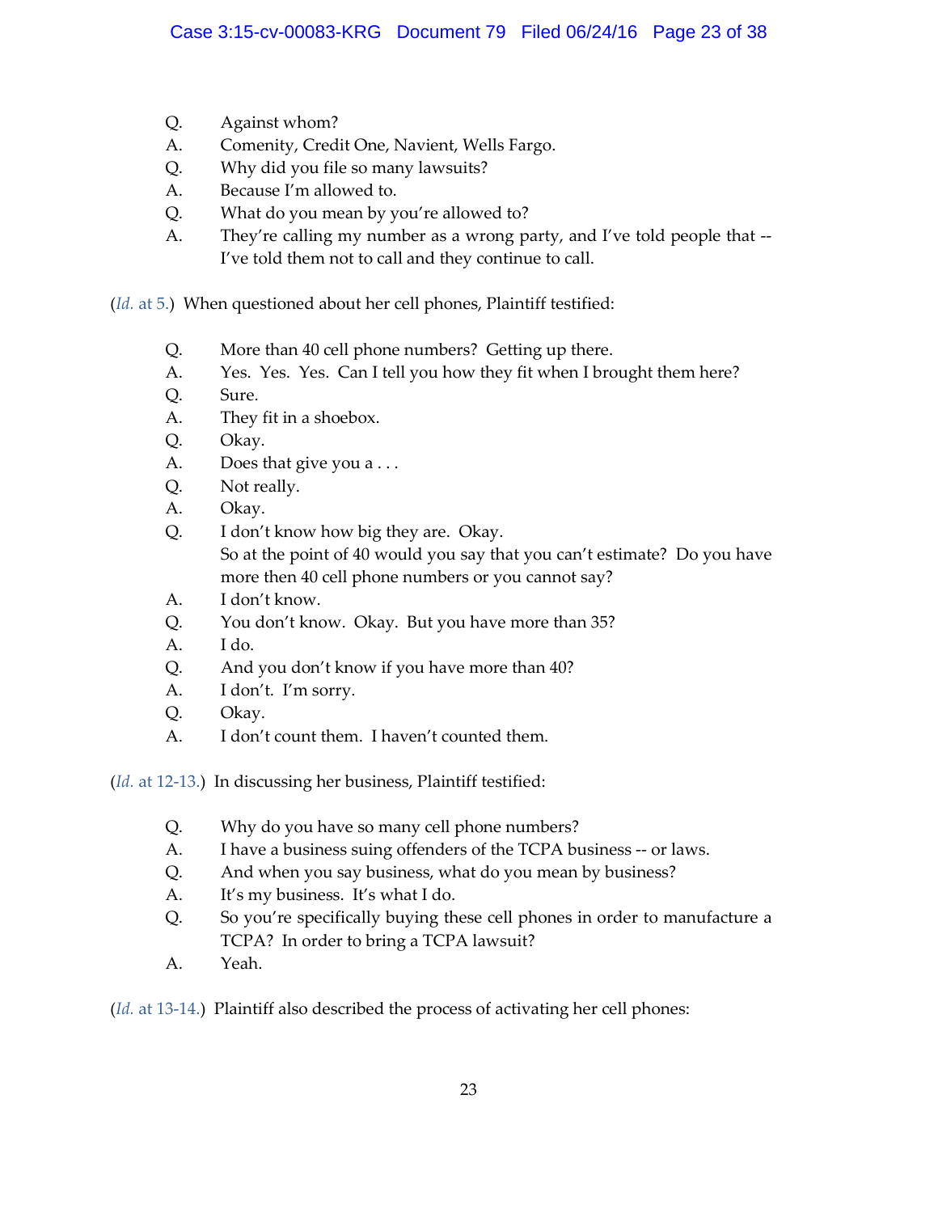Q. Against whom?

A. Comenity, Credit One, Navient, Wells Fargo.

Q. Why did you file so many lawsuits?

A. Because I'm allowed to.

Q. What do you mean by you're allowed to?

A. They're calling my number as a wrong party, and I've told people that -- I've told them not to call and they continue to call.

(*Id.* at 5.) When questioned about her cell phones, Plaintiff testified:

Q. More than 40 cell phone numbers? Getting up there.

A. Yes. Yes. Yes. Can I tell you how they fit when I brought them here?

Q. Sure.

A. They fit in a shoebox.

Q. Okay.

A. Does that give you a . . .

Q. Not really.

A. Okay.

Q. I don't know how big they are. Okay.
So at the point of 40 would you say that you can't estimate? Do you have more then 40 cell phone numbers or you cannot say?

A. I don't know.

Q. You don't know. Okay. But you have more than 35?

A. I do.

Q. And you don't know if you have more than 40?

A. I don't. I'm sorry.

Q. Okay.

A. I don't count them. I haven't counted them.

(*Id.* at 12-13.) In discussing her business, Plaintiff testified:

Q. Why do you have so many cell phone numbers?

A. I have a business suing offenders of the TCPA business -- or laws.

Q. And when you say business, what do you mean by business?

A. It's my business. It's what I do.

Q. So you're specifically buying these cell phones in order to manufacture a TCPA? In order to bring a TCPA lawsuit?

A. Yeah.

(*Id.* at 13-14.) Plaintiff also described the process of activating her cell phones: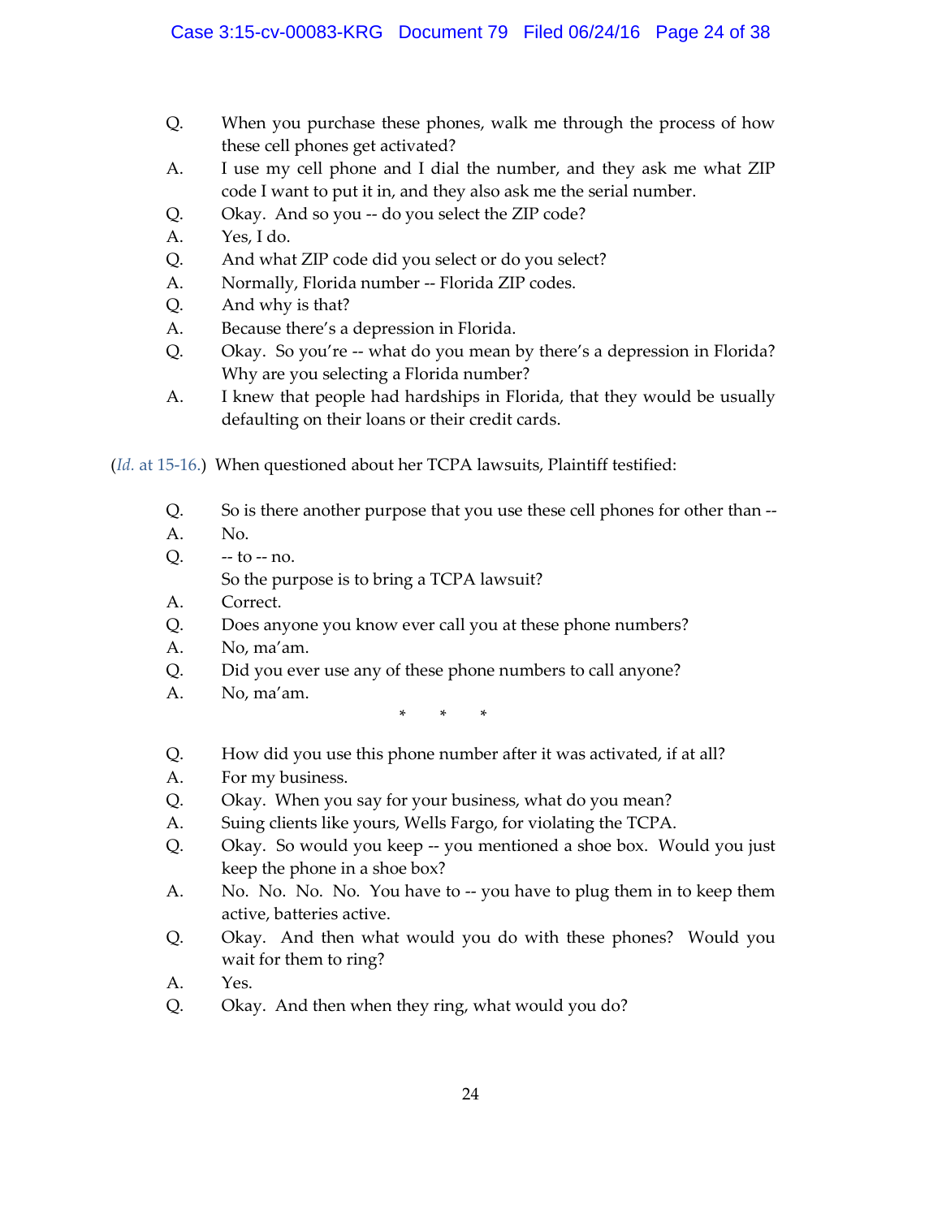Q. When you purchase these phones, walk me through the process of how these cell phones get activated?

A. I use my cell phone and I dial the number, and they ask me what ZIP code I want to put it in, and they also ask me the serial number.

Q. Okay. And so you -- do you select the ZIP code?

A. Yes, I do.

Q. And what ZIP code did you select or do you select?

A. Normally, Florida number -- Florida ZIP codes.

Q. And why is that?

A. Because there's a depression in Florida.

Q. Okay. So you're -- what do you mean by there's a depression in Florida? Why are you selecting a Florida number?

A. I knew that people had hardships in Florida, that they would be usually defaulting on their loans or their credit cards.

(*Id.* at 15-16.) When questioned about her TCPA lawsuits, Plaintiff testified:

Q. So is there another purpose that you use these cell phones for other than --

A. No.

Q. -- to -- no.
So the purpose is to bring a TCPA lawsuit?

A. Correct.

Q. Does anyone you know ever call you at these phone numbers?

A. No, ma'am.

Q. Did you ever use any of these phone numbers to call anyone?

A. No, ma'am.

\* \* \*

Q. How did you use this phone number after it was activated, if at all?

A. For my business.

Q. Okay. When you say for your business, what do you mean?

A. Suing clients like yours, Wells Fargo, for violating the TCPA.

Q. Okay. So would you keep -- you mentioned a shoe box. Would you just keep the phone in a shoe box?

A. No. No. No. No. You have to -- you have to plug them in to keep them active, batteries active.

Q. Okay. And then what would you do with these phones? Would you wait for them to ring?

A. Yes.

Q. Okay. And then when they ring, what would you do?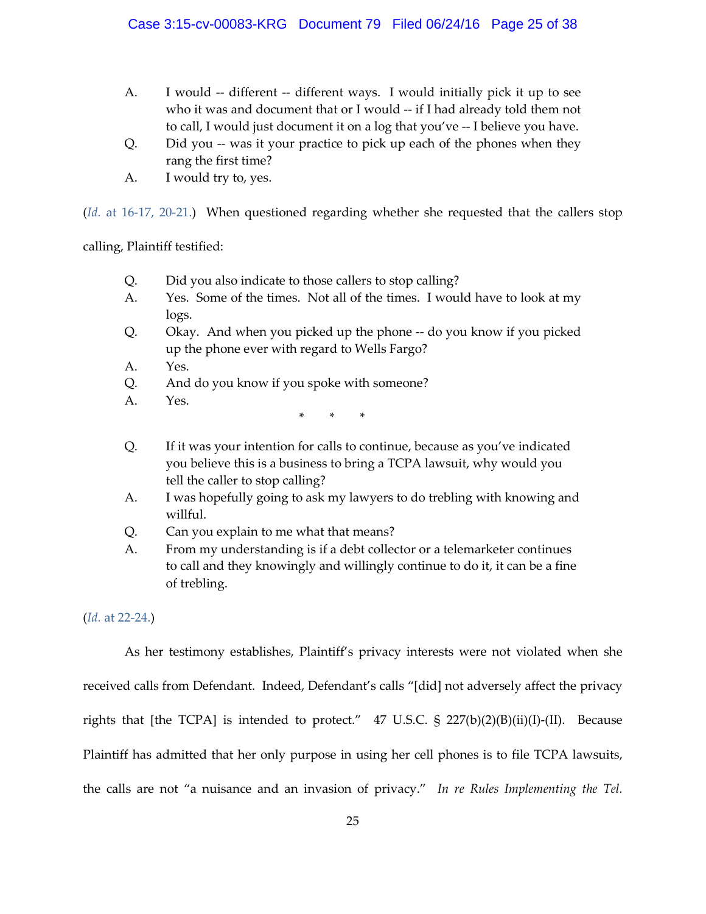A. I would -- different -- different ways. I would initially pick it up to see who it was and document that or I would -- if I had already told them not to call, I would just document it on a log that you've -- I believe you have.

Q. Did you -- was it your practice to pick up each of the phones when they rang the first time?

A. I would try to, yes.

(*Id.* at 16-17, 20-21.) When questioned regarding whether she requested that the callers stop calling, Plaintiff testified:

Q. Did you also indicate to those callers to stop calling?

A. Yes. Some of the times. Not all of the times. I would have to look at my logs.

Q. Okay. And when you picked up the phone -- do you know if you picked up the phone ever with regard to Wells Fargo?

A. Yes.

Q. And do you know if you spoke with someone?

A. Yes.

\* \* \*

Q. If it was your intention for calls to continue, because as you've indicated you believe this is a business to bring a TCPA lawsuit, why would you tell the caller to stop calling?

A. I was hopefully going to ask my lawyers to do trebling with knowing and willful.

Q. Can you explain to me what that means?

A. From my understanding is if a debt collector or a telemarketer continues to call and they knowingly and willingly continue to do it, it can be a fine of trebling.

(*Id.* at 22-24.)

As her testimony establishes, Plaintiff's privacy interests were not violated when she received calls from Defendant. Indeed, Defendant's calls "[did] not adversely affect the privacy rights that [the TCPA] is intended to protect." 47 U.S.C. § 227(b)(2)(B)(ii)(I)-(II). Because Plaintiff has admitted that her only purpose in using her cell phones is to file TCPA lawsuits, the calls are not "a nuisance and an invasion of privacy." *In re Rules Implementing the Tel.*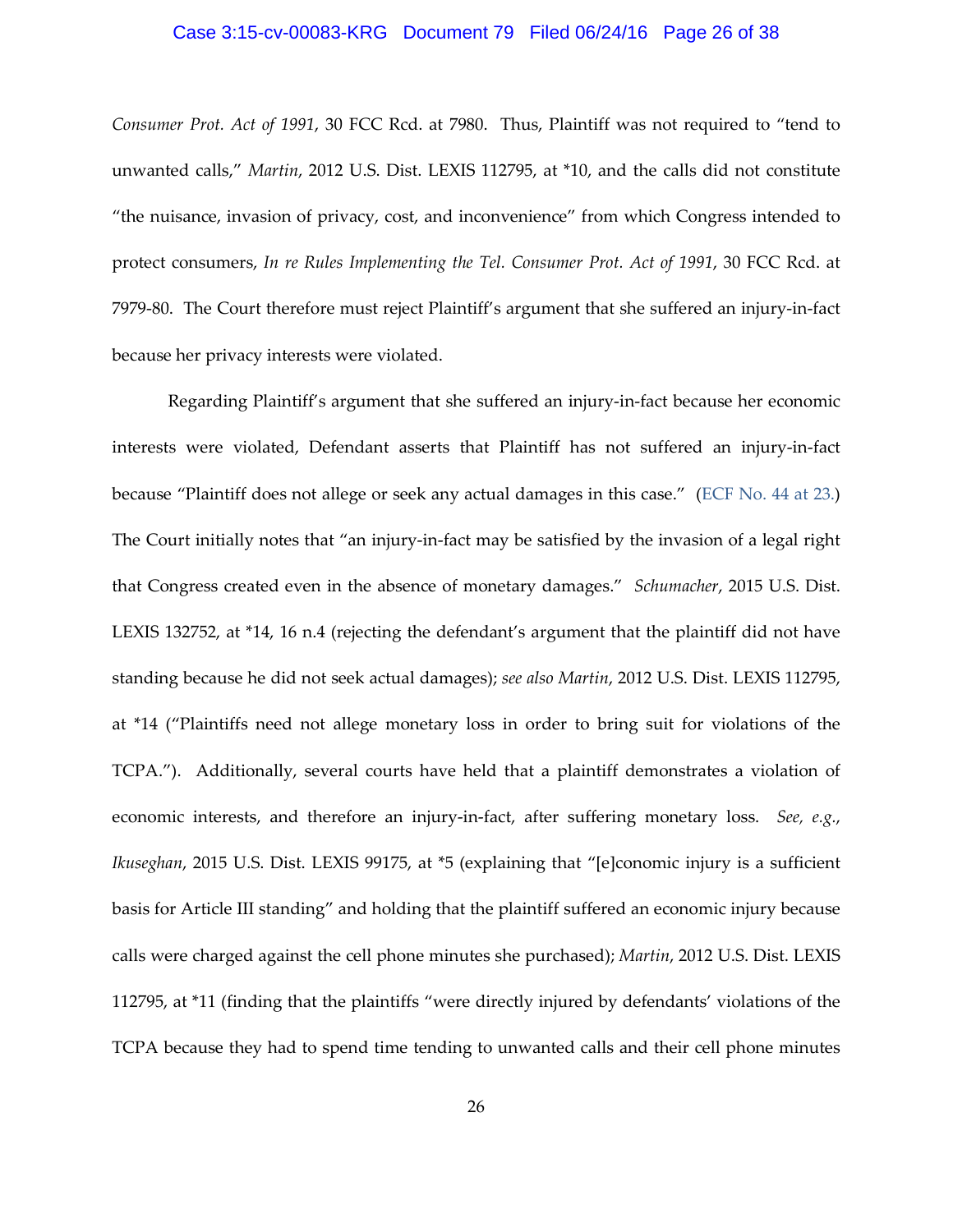*Consumer Prot. Act of 1991*, 30 FCC Rcd. at 7980. Thus, Plaintiff was not required to "tend to unwanted calls," *Martin*, 2012 U.S. Dist. LEXIS 112795, at *10, and the calls did not constitute "the nuisance, invasion of privacy, cost, and inconvenience" from which Congress intended to protect consumers, *In re Rules Implementing the Tel. Consumer Prot. Act of 1991*, 30 FCC Rcd. at 7979-80. The Court therefore must reject Plaintiff's argument that she suffered an injury-in-fact because her privacy interests were violated.

Regarding Plaintiff's argument that she suffered an injury-in-fact because her economic interests were violated, Defendant asserts that Plaintiff has not suffered an injury-in-fact because "Plaintiff does not allege or seek any actual damages in this case." (ECF No. 44 at 23.) The Court initially notes that "an injury-in-fact may be satisfied by the invasion of a legal right that Congress created even in the absence of monetary damages." *Schumacher*, 2015 U.S. Dist. LEXIS 132752, at *14, 16 n.4 (rejecting the defendant's argument that the plaintiff did not have standing because he did not seek actual damages); *see also Martin*, 2012 U.S. Dist. LEXIS 112795, at *14 ("Plaintiffs need not allege monetary loss in order to bring suit for violations of the TCPA."). Additionally, several courts have held that a plaintiff demonstrates a violation of economic interests, and therefore an injury-in-fact, after suffering monetary loss. *See, e.g.*, *Ikuseghan*, 2015 U.S. Dist. LEXIS 99175, at *5 (explaining that "[e]conomic injury is a sufficient basis for Article III standing" and holding that the plaintiff suffered an economic injury because calls were charged against the cell phone minutes she purchased); *Martin*, 2012 U.S. Dist. LEXIS 112795, at *11 (finding that the plaintiffs "were directly injured by defendants' violations of the TCPA because they had to spend time tending to unwanted calls and their cell phone minutes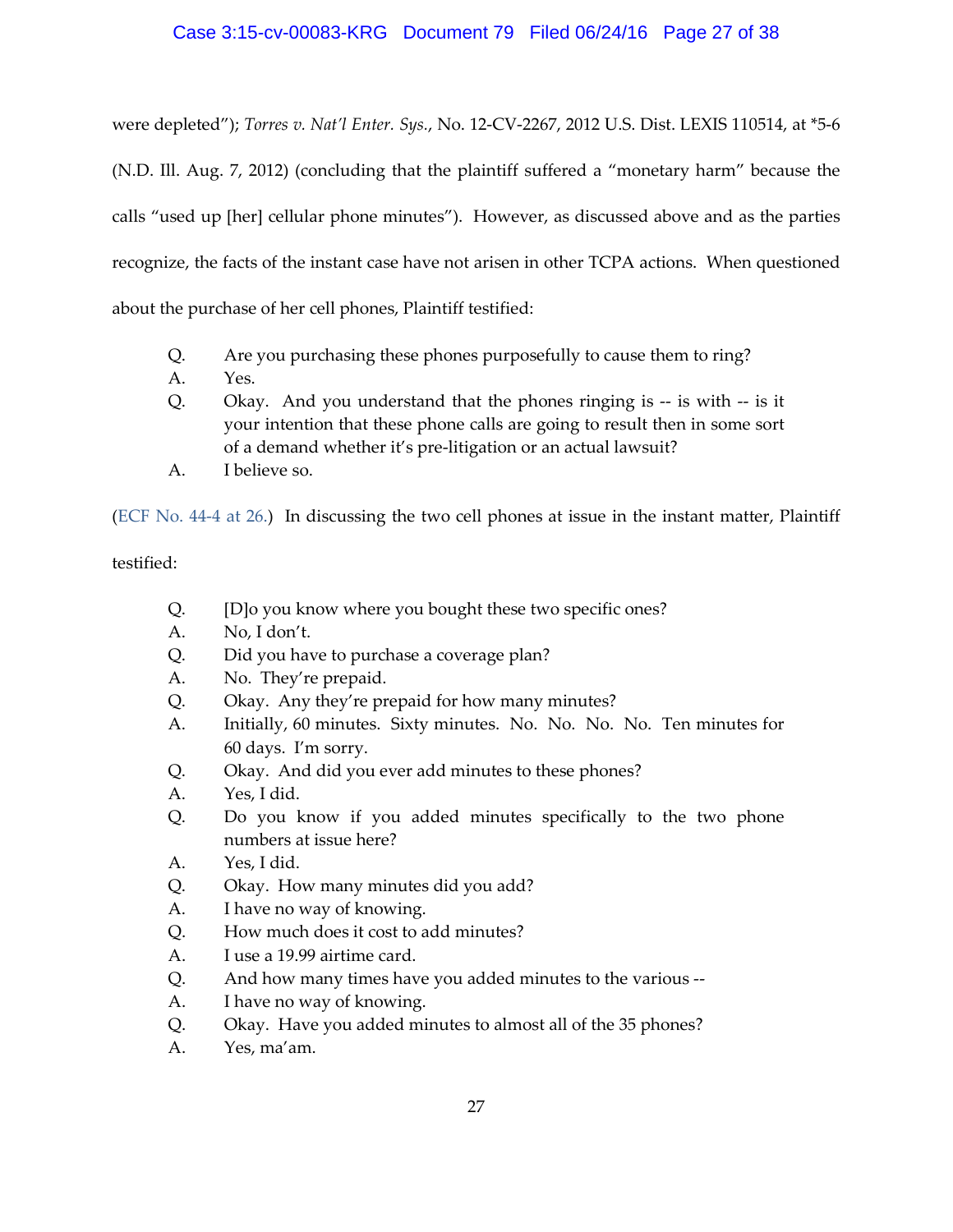were depleted"); *Torres v. Nat'l Enter. Sys.*, No. 12-CV-2267, 2012 U.S. Dist. LEXIS 110514, at *5-6 (N.D. Ill. Aug. 7, 2012) (concluding that the plaintiff suffered a "monetary harm" because the calls "used up [her] cellular phone minutes"). However, as discussed above and as the parties recognize, the facts of the instant case have not arisen in other TCPA actions. When questioned about the purchase of her cell phones, Plaintiff testified:

> Q. Are you purchasing these phones purposefully to cause them to ring?
> A. Yes.
> Q. Okay. And you understand that the phones ringing is -- is with -- is it your intention that these phone calls are going to result then in some sort of a demand whether it's pre-litigation or an actual lawsuit?
> A. I believe so.

(ECF No. 44-4 at 26.) In discussing the two cell phones at issue in the instant matter, Plaintiff testified:

> Q. [D]o you know where you bought these two specific ones?
> A. No, I don't.
> Q. Did you have to purchase a coverage plan?
> A. No. They're prepaid.
> Q. Okay. Any they're prepaid for how many minutes?
> A. Initially, 60 minutes. Sixty minutes. No. No. No. No. Ten minutes for 60 days. I'm sorry.
> Q. Okay. And did you ever add minutes to these phones?
> A. Yes, I did.
> Q. Do you know if you added minutes specifically to the two phone numbers at issue here?
> A. Yes, I did.
> Q. Okay. How many minutes did you add?
> A. I have no way of knowing.
> Q. How much does it cost to add minutes?
> A. I use a 19.99 airtime card.
> Q. And how many times have you added minutes to the various --
> A. I have no way of knowing.
> Q. Okay. Have you added minutes to almost all of the 35 phones?
> A. Yes, ma'am.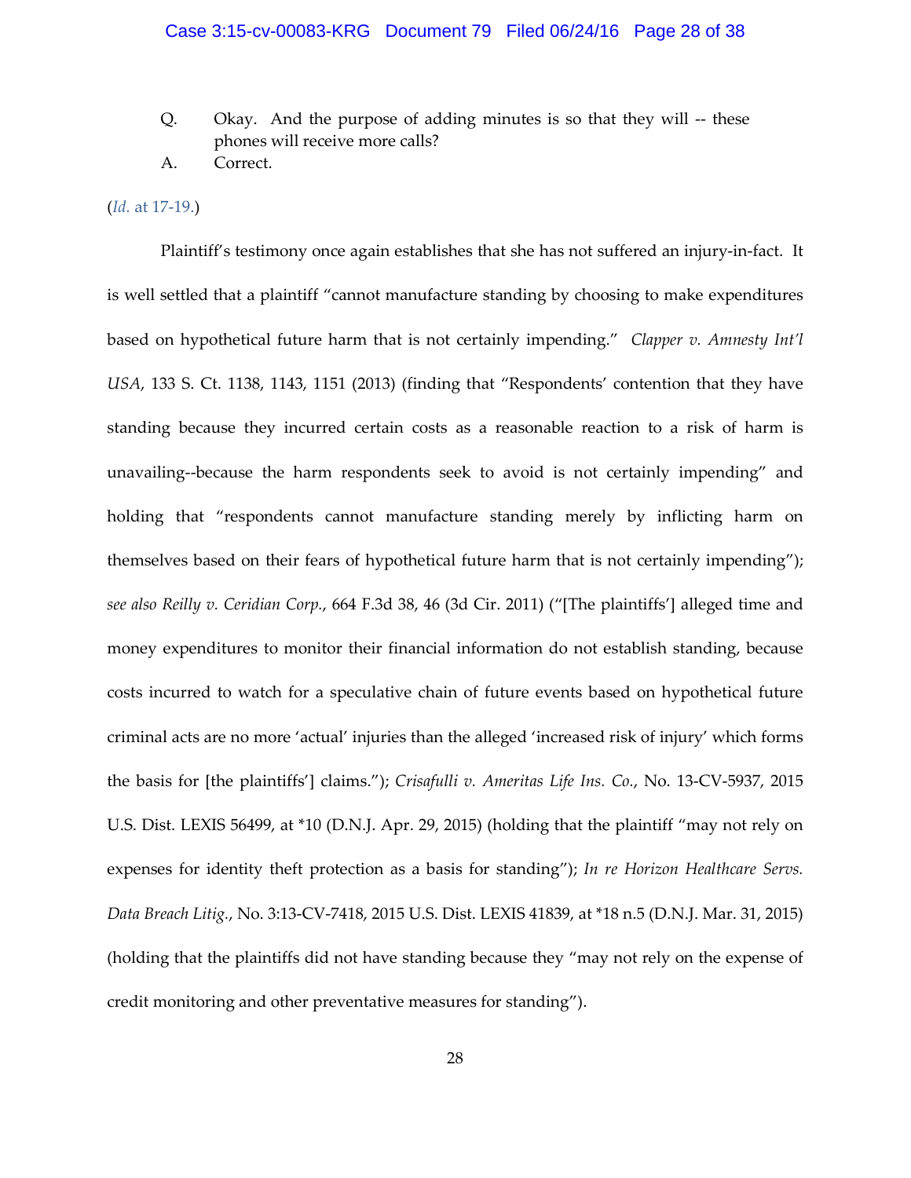Q. Okay. And the purpose of adding minutes is so that they will -- these phones will receive more calls?

A. Correct.

(*Id.* at 17-19.)

Plaintiff's testimony once again establishes that she has not suffered an injury-in-fact. It is well settled that a plaintiff "cannot manufacture standing by choosing to make expenditures based on hypothetical future harm that is not certainly impending." *Clapper v. Amnesty Int'l USA*, 133 S. Ct. 1138, 1143, 1151 (2013) (finding that "Respondents' contention that they have standing because they incurred certain costs as a reasonable reaction to a risk of harm is unavailing--because the harm respondents seek to avoid is not certainly impending" and holding that "respondents cannot manufacture standing merely by inflicting harm on themselves based on their fears of hypothetical future harm that is not certainly impending"); *see also Reilly v. Ceridian Corp.*, 664 F.3d 38, 46 (3d Cir. 2011) ("[The plaintiffs'] alleged time and money expenditures to monitor their financial information do not establish standing, because costs incurred to watch for a speculative chain of future events based on hypothetical future criminal acts are no more 'actual' injuries than the alleged 'increased risk of injury' which forms the basis for [the plaintiffs'] claims."); *Crisafulli v. Ameritas Life Ins. Co.*, No. 13-CV-5937, 2015 U.S. Dist. LEXIS 56499, at *10 (D.N.J. Apr. 29, 2015) (holding that the plaintiff "may not rely on expenses for identity theft protection as a basis for standing"); *In re Horizon Healthcare Servs. Data Breach Litig.*, No. 3:13-CV-7418, 2015 U.S. Dist. LEXIS 41839, at *18 n.5 (D.N.J. Mar. 31, 2015) (holding that the plaintiffs did not have standing because they "may not rely on the expense of credit monitoring and other preventative measures for standing").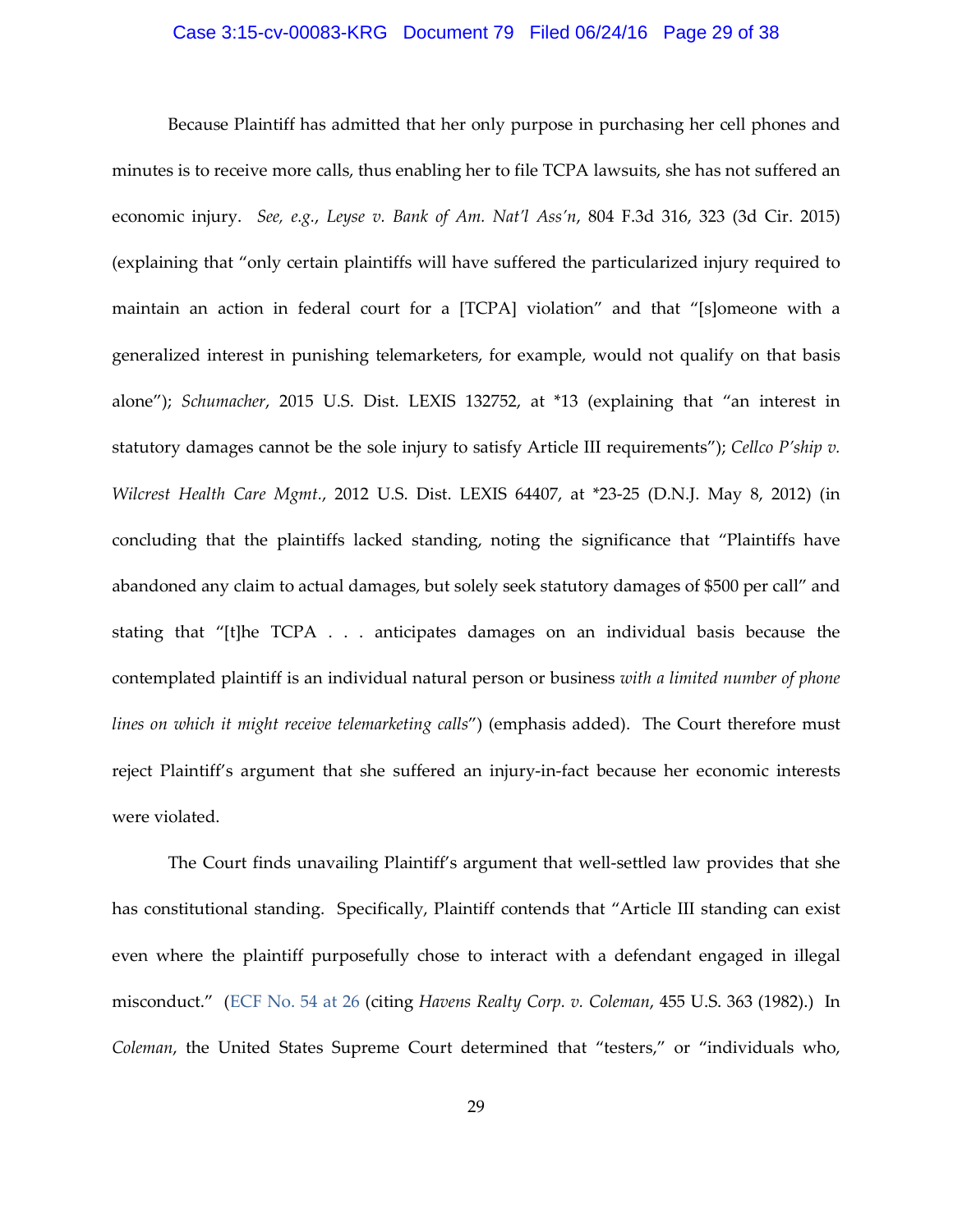Because Plaintiff has admitted that her only purpose in purchasing her cell phones and minutes is to receive more calls, thus enabling her to file TCPA lawsuits, she has not suffered an economic injury. *See, e.g.*, *Leyse v. Bank of Am. Nat'l Ass'n*, 804 F.3d 316, 323 (3d Cir. 2015) (explaining that "only certain plaintiffs will have suffered the particularized injury required to maintain an action in federal court for a [TCPA] violation" and that "[s]omeone with a generalized interest in punishing telemarketers, for example, would not qualify on that basis alone"); *Schumacher*, 2015 U.S. Dist. LEXIS 132752, at *13 (explaining that "an interest in statutory damages cannot be the sole injury to satisfy Article III requirements"); *Cellco P'ship v. Wilcrest Health Care Mgmt.*, 2012 U.S. Dist. LEXIS 64407, at *23-25 (D.N.J. May 8, 2012) (in concluding that the plaintiffs lacked standing, noting the significance that "Plaintiffs have abandoned any claim to actual damages, but solely seek statutory damages of $500 per call" and stating that "[t]he TCPA . . . anticipates damages on an individual basis because the contemplated plaintiff is an individual natural person or business *with a limited number of phone lines on which it might receive telemarketing calls*") (emphasis added). The Court therefore must reject Plaintiff's argument that she suffered an injury-in-fact because her economic interests were violated.

The Court finds unavailing Plaintiff's argument that well-settled law provides that she has constitutional standing. Specifically, Plaintiff contends that "Article III standing can exist even where the plaintiff purposefully chose to interact with a defendant engaged in illegal misconduct." (ECF No. 54 at 26 (citing *Havens Realty Corp. v. Coleman*, 455 U.S. 363 (1982).) In *Coleman*, the United States Supreme Court determined that "testers," or "individuals who,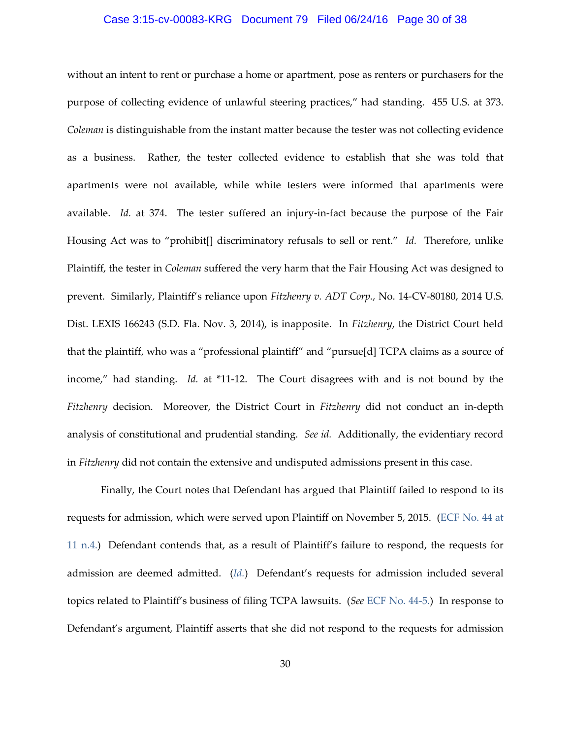without an intent to rent or purchase a home or apartment, pose as renters or purchasers for the purpose of collecting evidence of unlawful steering practices," had standing. 455 U.S. at 373. *Coleman* is distinguishable from the instant matter because the tester was not collecting evidence as a business. Rather, the tester collected evidence to establish that she was told that apartments were not available, while white testers were informed that apartments were available. *Id.* at 374. The tester suffered an injury-in-fact because the purpose of the Fair Housing Act was to "prohibit[] discriminatory refusals to sell or rent." *Id.* Therefore, unlike Plaintiff, the tester in *Coleman* suffered the very harm that the Fair Housing Act was designed to prevent. Similarly, Plaintiff's reliance upon *Fitzhenry v. ADT Corp.*, No. 14-CV-80180, 2014 U.S. Dist. LEXIS 166243 (S.D. Fla. Nov. 3, 2014), is inapposite. In *Fitzhenry*, the District Court held that the plaintiff, who was a "professional plaintiff" and "pursue[d] TCPA claims as a source of income," had standing. *Id.* at *11-12. The Court disagrees with and is not bound by the *Fitzhenry* decision. Moreover, the District Court in *Fitzhenry* did not conduct an in-depth analysis of constitutional and prudential standing. *See id.* Additionally, the evidentiary record in *Fitzhenry* did not contain the extensive and undisputed admissions present in this case.

Finally, the Court notes that Defendant has argued that Plaintiff failed to respond to its requests for admission, which were served upon Plaintiff on November 5, 2015. (ECF No. 44 at 11 n.4.) Defendant contends that, as a result of Plaintiff's failure to respond, the requests for admission are deemed admitted. (*Id.*) Defendant's requests for admission included several topics related to Plaintiff's business of filing TCPA lawsuits. (*See* ECF No. 44-5.) In response to Defendant's argument, Plaintiff asserts that she did not respond to the requests for admission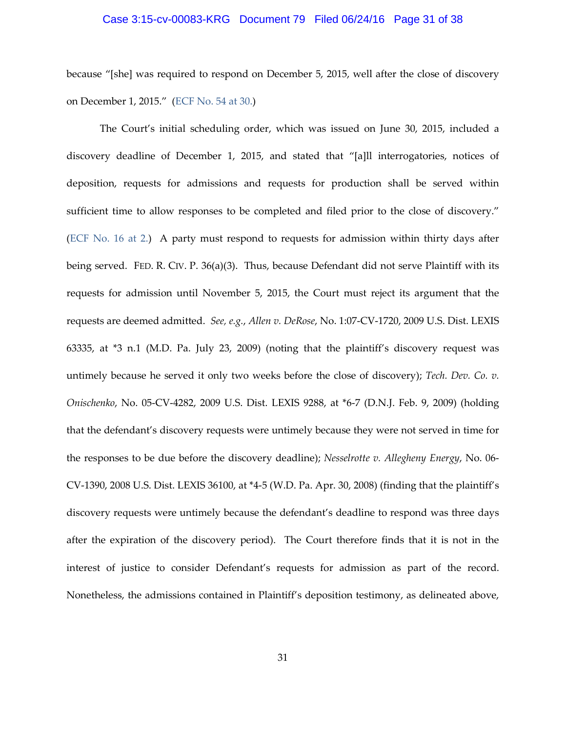because "[she] was required to respond on December 5, 2015, well after the close of discovery on December 1, 2015." (ECF No. 54 at 30.)

The Court's initial scheduling order, which was issued on June 30, 2015, included a discovery deadline of December 1, 2015, and stated that "[a]ll interrogatories, notices of deposition, requests for admissions and requests for production shall be served within sufficient time to allow responses to be completed and filed prior to the close of discovery." (ECF No. 16 at 2.) A party must respond to requests for admission within thirty days after being served. FED. R. CIV. P. 36(a)(3). Thus, because Defendant did not serve Plaintiff with its requests for admission until November 5, 2015, the Court must reject its argument that the requests are deemed admitted. *See, e.g.*, *Allen v. DeRose*, No. 1:07-CV-1720, 2009 U.S. Dist. LEXIS 63335, at *3 n.1 (M.D. Pa. July 23, 2009) (noting that the plaintiff's discovery request was untimely because he served it only two weeks before the close of discovery); *Tech. Dev. Co. v. Onischenko*, No. 05-CV-4282, 2009 U.S. Dist. LEXIS 9288, at *6-7 (D.N.J. Feb. 9, 2009) (holding that the defendant's discovery requests were untimely because they were not served in time for the responses to be due before the discovery deadline); *Nesselrotte v. Allegheny Energy*, No. 06-CV-1390, 2008 U.S. Dist. LEXIS 36100, at *4-5 (W.D. Pa. Apr. 30, 2008) (finding that the plaintiff's discovery requests were untimely because the defendant's deadline to respond was three days after the expiration of the discovery period). The Court therefore finds that it is not in the interest of justice to consider Defendant's requests for admission as part of the record. Nonetheless, the admissions contained in Plaintiff's deposition testimony, as delineated above,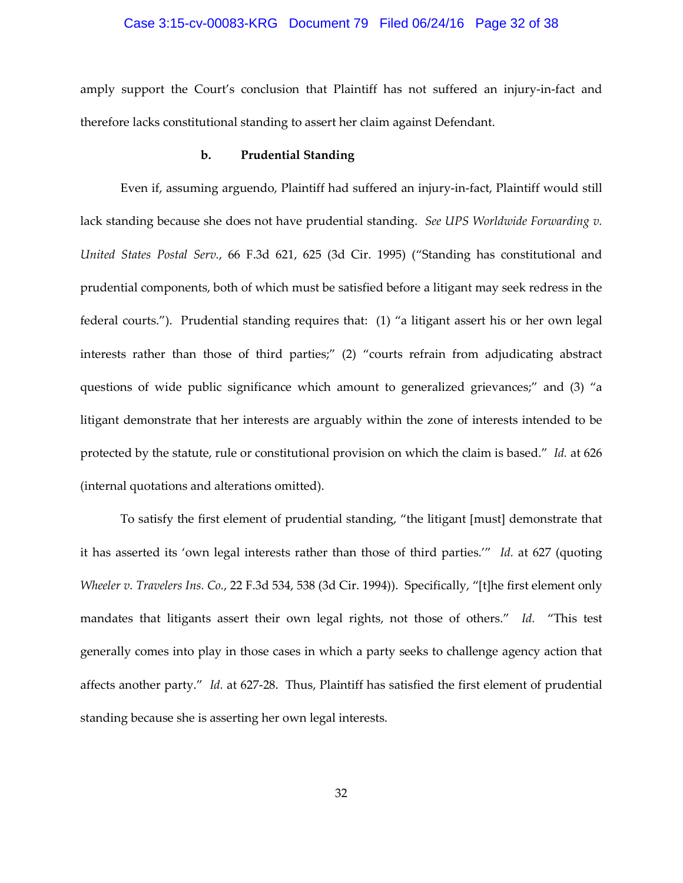amply support the Court's conclusion that Plaintiff has not suffered an injury-in-fact and therefore lacks constitutional standing to assert her claim against Defendant.

**b. Prudential Standing**

Even if, assuming arguendo, Plaintiff had suffered an injury-in-fact, Plaintiff would still lack standing because she does not have prudential standing. *See UPS Worldwide Forwarding v. United States Postal Serv.*, 66 F.3d 621, 625 (3d Cir. 1995) ("Standing has constitutional and prudential components, both of which must be satisfied before a litigant may seek redress in the federal courts."). Prudential standing requires that: (1) "a litigant assert his or her own legal interests rather than those of third parties;" (2) "courts refrain from adjudicating abstract questions of wide public significance which amount to generalized grievances;" and (3) "a litigant demonstrate that her interests are arguably within the zone of interests intended to be protected by the statute, rule or constitutional provision on which the claim is based." *Id.* at 626 (internal quotations and alterations omitted).

To satisfy the first element of prudential standing, "the litigant [must] demonstrate that it has asserted its 'own legal interests rather than those of third parties.'" *Id.* at 627 (quoting *Wheeler v. Travelers Ins. Co.*, 22 F.3d 534, 538 (3d Cir. 1994)). Specifically, "[t]he first element only mandates that litigants assert their own legal rights, not those of others." *Id.* "This test generally comes into play in those cases in which a party seeks to challenge agency action that affects another party." *Id.* at 627-28. Thus, Plaintiff has satisfied the first element of prudential standing because she is asserting her own legal interests.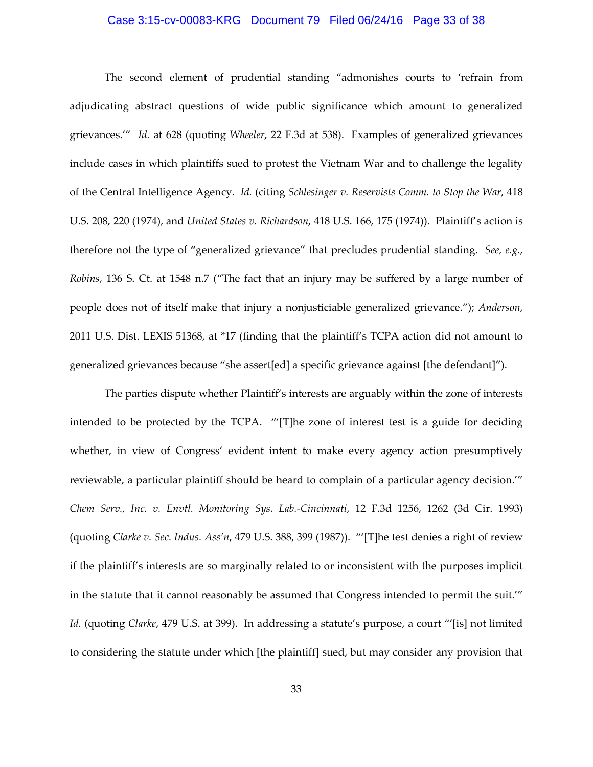The second element of prudential standing "admonishes courts to 'refrain from adjudicating abstract questions of wide public significance which amount to generalized grievances.'" *Id.* at 628 (quoting *Wheeler*, 22 F.3d at 538). Examples of generalized grievances include cases in which plaintiffs sued to protest the Vietnam War and to challenge the legality of the Central Intelligence Agency. *Id.* (citing *Schlesinger v. Reservists Comm. to Stop the War*, 418 U.S. 208, 220 (1974), and *United States v. Richardson*, 418 U.S. 166, 175 (1974)). Plaintiff's action is therefore not the type of "generalized grievance" that precludes prudential standing. *See, e.g.*, *Robins*, 136 S. Ct. at 1548 n.7 ("The fact that an injury may be suffered by a large number of people does not of itself make that injury a nonjusticiable generalized grievance."); *Anderson*, 2011 U.S. Dist. LEXIS 51368, at *17 (finding that the plaintiff's TCPA action did not amount to generalized grievances because "she assert[ed] a specific grievance against [the defendant]").

The parties dispute whether Plaintiff's interests are arguably within the zone of interests intended to be protected by the TCPA. "'[T]he zone of interest test is a guide for deciding whether, in view of Congress' evident intent to make every agency action presumptively reviewable, a particular plaintiff should be heard to complain of a particular agency decision.'" *Chem Serv., Inc. v. Envtl. Monitoring Sys. Lab.-Cincinnati*, 12 F.3d 1256, 1262 (3d Cir. 1993) (quoting *Clarke v. Sec. Indus. Ass'n*, 479 U.S. 388, 399 (1987)). "'[T]he test denies a right of review if the plaintiff's interests are so marginally related to or inconsistent with the purposes implicit in the statute that it cannot reasonably be assumed that Congress intended to permit the suit.'" *Id.* (quoting *Clarke*, 479 U.S. at 399). In addressing a statute's purpose, a court "'[is] not limited to considering the statute under which [the plaintiff] sued, but may consider any provision that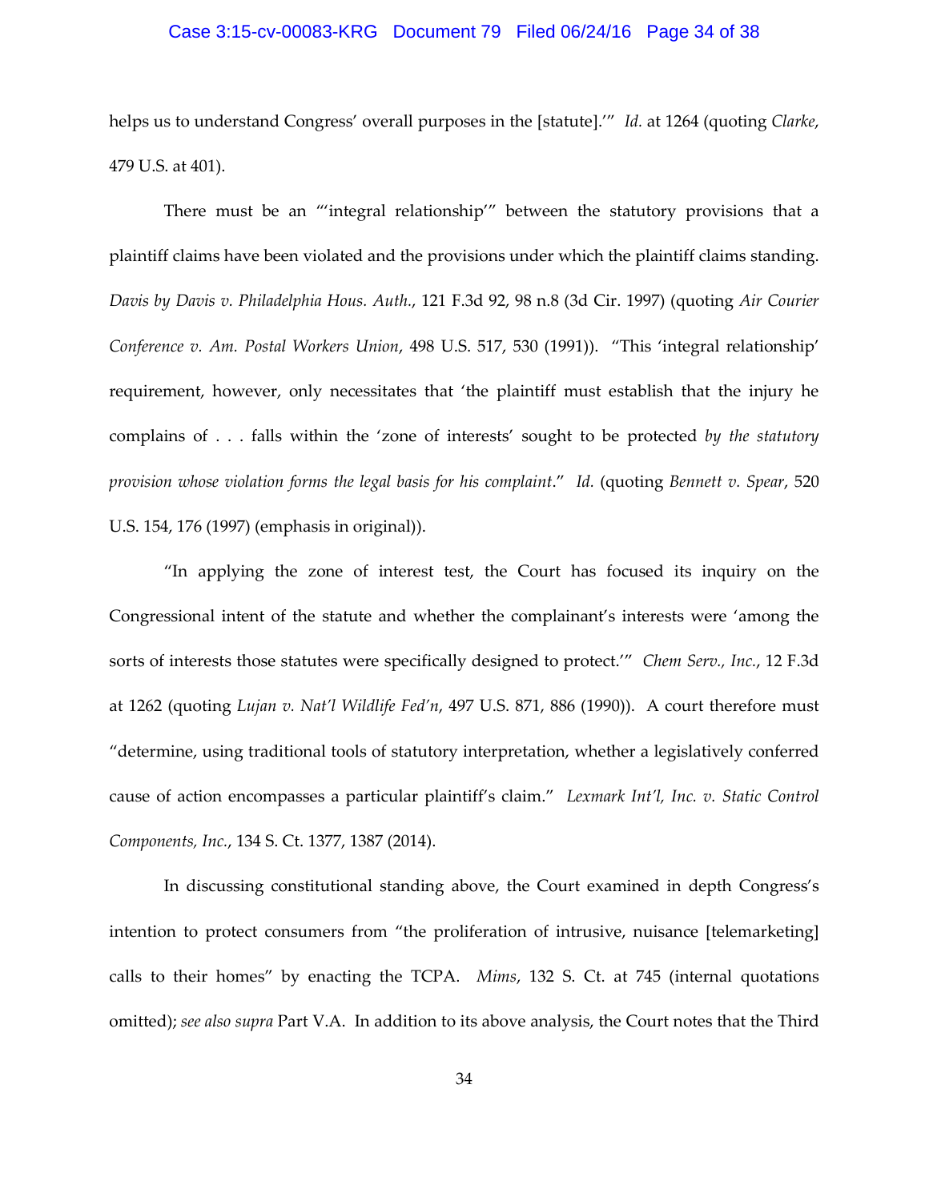helps us to understand Congress' overall purposes in the [statute].'" *Id.* at 1264 (quoting *Clarke*, 479 U.S. at 401).

There must be an "'integral relationship'" between the statutory provisions that a plaintiff claims have been violated and the provisions under which the plaintiff claims standing. *Davis by Davis v. Philadelphia Hous. Auth.*, 121 F.3d 92, 98 n.8 (3d Cir. 1997) (quoting *Air Courier Conference v. Am. Postal Workers Union*, 498 U.S. 517, 530 (1991)). "This 'integral relationship' requirement, however, only necessitates that 'the plaintiff must establish that the injury he complains of . . . falls within the 'zone of interests' sought to be protected *by the statutory provision whose violation forms the legal basis for his complaint*." *Id.* (quoting *Bennett v. Spear*, 520 U.S. 154, 176 (1997) (emphasis in original)).

"In applying the zone of interest test, the Court has focused its inquiry on the Congressional intent of the statute and whether the complainant's interests were 'among the sorts of interests those statutes were specifically designed to protect.'" *Chem Serv., Inc.*, 12 F.3d at 1262 (quoting *Lujan v. Nat'l Wildlife Fed'n*, 497 U.S. 871, 886 (1990)). A court therefore must "determine, using traditional tools of statutory interpretation, whether a legislatively conferred cause of action encompasses a particular plaintiff's claim." *Lexmark Int'l, Inc. v. Static Control Components, Inc.*, 134 S. Ct. 1377, 1387 (2014).

In discussing constitutional standing above, the Court examined in depth Congress's intention to protect consumers from "the proliferation of intrusive, nuisance [telemarketing] calls to their homes" by enacting the TCPA. *Mims*, 132 S. Ct. at 745 (internal quotations omitted); *see also supra* Part V.A. In addition to its above analysis, the Court notes that the Third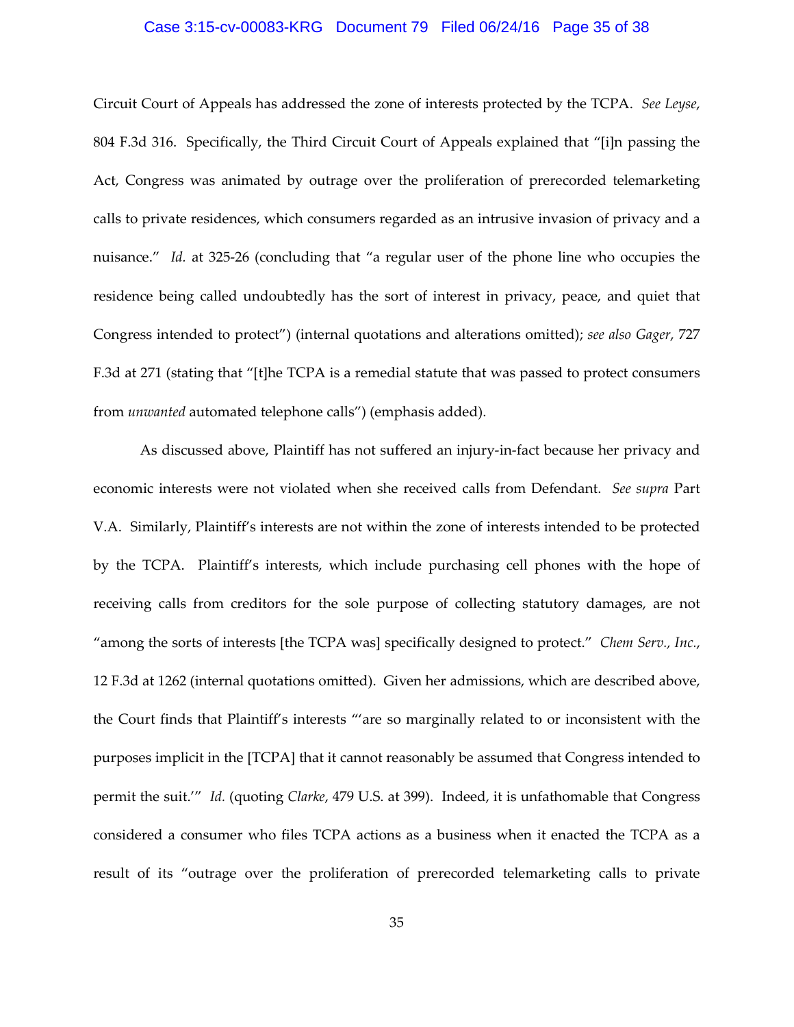Circuit Court of Appeals has addressed the zone of interests protected by the TCPA. *See Leyse*, 804 F.3d 316. Specifically, the Third Circuit Court of Appeals explained that "[i]n passing the Act, Congress was animated by outrage over the proliferation of prerecorded telemarketing calls to private residences, which consumers regarded as an intrusive invasion of privacy and a nuisance." *Id.* at 325-26 (concluding that "a regular user of the phone line who occupies the residence being called undoubtedly has the sort of interest in privacy, peace, and quiet that Congress intended to protect") (internal quotations and alterations omitted); *see also Gager*, 727 F.3d at 271 (stating that "[t]he TCPA is a remedial statute that was passed to protect consumers from *unwanted* automated telephone calls") (emphasis added).

As discussed above, Plaintiff has not suffered an injury-in-fact because her privacy and economic interests were not violated when she received calls from Defendant. *See supra* Part V.A. Similarly, Plaintiff's interests are not within the zone of interests intended to be protected by the TCPA. Plaintiff's interests, which include purchasing cell phones with the hope of receiving calls from creditors for the sole purpose of collecting statutory damages, are not "among the sorts of interests [the TCPA was] specifically designed to protect." *Chem Serv., Inc.*, 12 F.3d at 1262 (internal quotations omitted). Given her admissions, which are described above, the Court finds that Plaintiff's interests "'are so marginally related to or inconsistent with the purposes implicit in the [TCPA] that it cannot reasonably be assumed that Congress intended to permit the suit.'" *Id.* (quoting *Clarke*, 479 U.S. at 399). Indeed, it is unfathomable that Congress considered a consumer who files TCPA actions as a business when it enacted the TCPA as a result of its "outrage over the proliferation of prerecorded telemarketing calls to private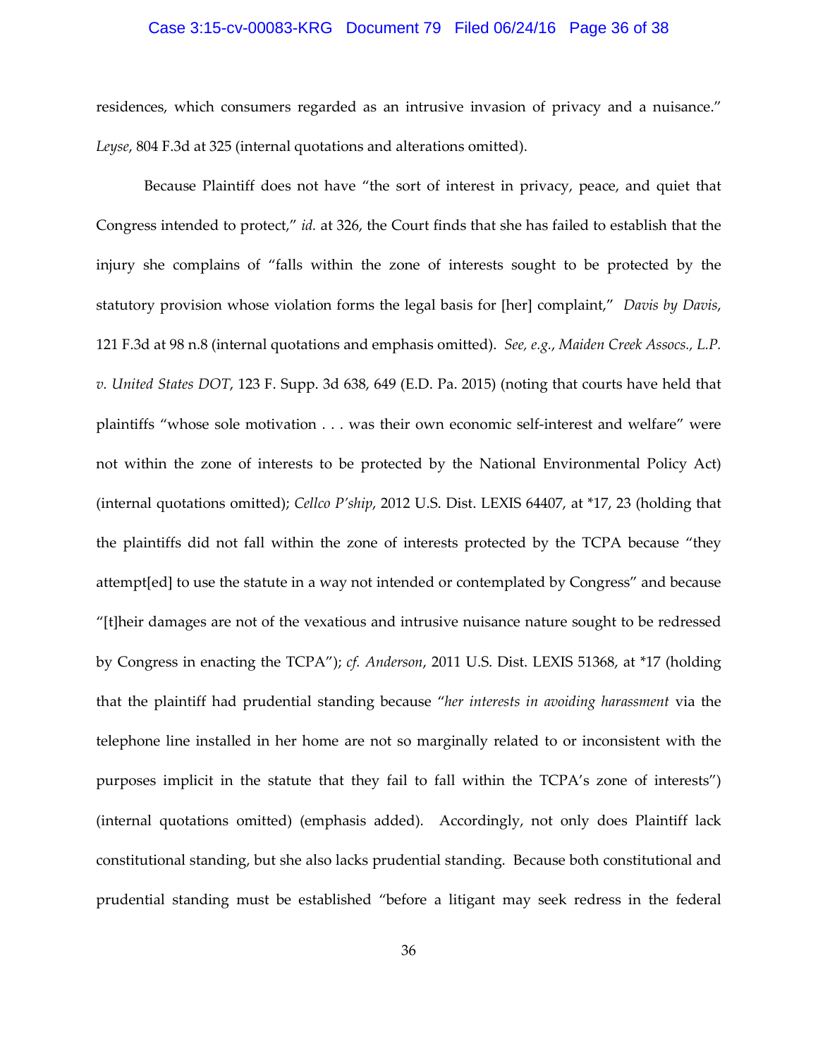residences, which consumers regarded as an intrusive invasion of privacy and a nuisance." *Leyse*, 804 F.3d at 325 (internal quotations and alterations omitted).

Because Plaintiff does not have "the sort of interest in privacy, peace, and quiet that Congress intended to protect," *id.* at 326, the Court finds that she has failed to establish that the injury she complains of "falls within the zone of interests sought to be protected by the statutory provision whose violation forms the legal basis for [her] complaint," *Davis by Davis*, 121 F.3d at 98 n.8 (internal quotations and emphasis omitted). *See, e.g.*, *Maiden Creek Assocs., L.P. v. United States DOT*, 123 F. Supp. 3d 638, 649 (E.D. Pa. 2015) (noting that courts have held that plaintiffs "whose sole motivation . . . was their own economic self-interest and welfare" were not within the zone of interests to be protected by the National Environmental Policy Act) (internal quotations omitted); *Cellco P'ship*, 2012 U.S. Dist. LEXIS 64407, at *17, 23 (holding that the plaintiffs did not fall within the zone of interests protected by the TCPA because "they attempt[ed] to use the statute in a way not intended or contemplated by Congress" and because "[t]heir damages are not of the vexatious and intrusive nuisance nature sought to be redressed by Congress in enacting the TCPA"); *cf. Anderson*, 2011 U.S. Dist. LEXIS 51368, at *17 (holding that the plaintiff had prudential standing because "*her interests in avoiding harassment* via the telephone line installed in her home are not so marginally related to or inconsistent with the purposes implicit in the statute that they fail to fall within the TCPA's zone of interests") (internal quotations omitted) (emphasis added). Accordingly, not only does Plaintiff lack constitutional standing, but she also lacks prudential standing. Because both constitutional and prudential standing must be established "before a litigant may seek redress in the federal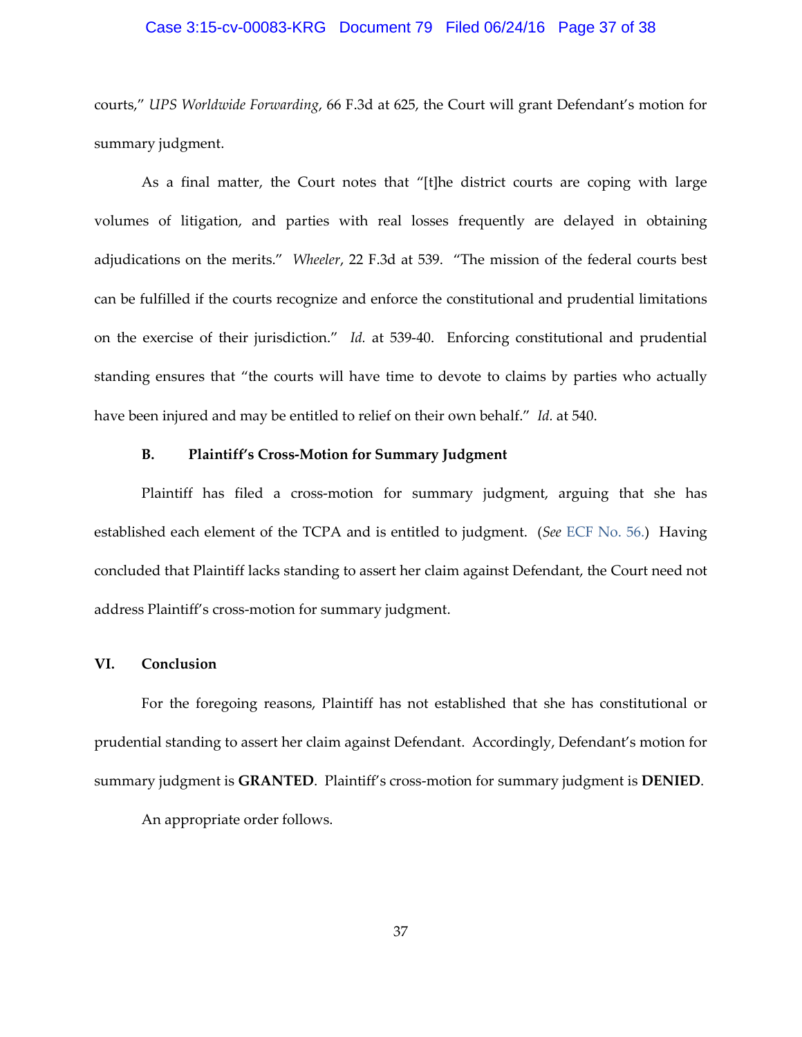courts," *UPS Worldwide Forwarding*, 66 F.3d at 625, the Court will grant Defendant's motion for summary judgment.

As a final matter, the Court notes that "[t]he district courts are coping with large volumes of litigation, and parties with real losses frequently are delayed in obtaining adjudications on the merits." *Wheeler*, 22 F.3d at 539. "The mission of the federal courts best can be fulfilled if the courts recognize and enforce the constitutional and prudential limitations on the exercise of their jurisdiction." *Id.* at 539-40. Enforcing constitutional and prudential standing ensures that "the courts will have time to devote to claims by parties who actually have been injured and may be entitled to relief on their own behalf." *Id.* at 540.

### B. Plaintiff's Cross-Motion for Summary Judgment

Plaintiff has filed a cross-motion for summary judgment, arguing that she has established each element of the TCPA and is entitled to judgment. (*See* ECF No. 56.) Having concluded that Plaintiff lacks standing to assert her claim against Defendant, the Court need not address Plaintiff's cross-motion for summary judgment.

## VI. Conclusion

For the foregoing reasons, Plaintiff has not established that she has constitutional or prudential standing to assert her claim against Defendant. Accordingly, Defendant's motion for summary judgment is **GRANTED**. Plaintiff's cross-motion for summary judgment is **DENIED**.

An appropriate order follows.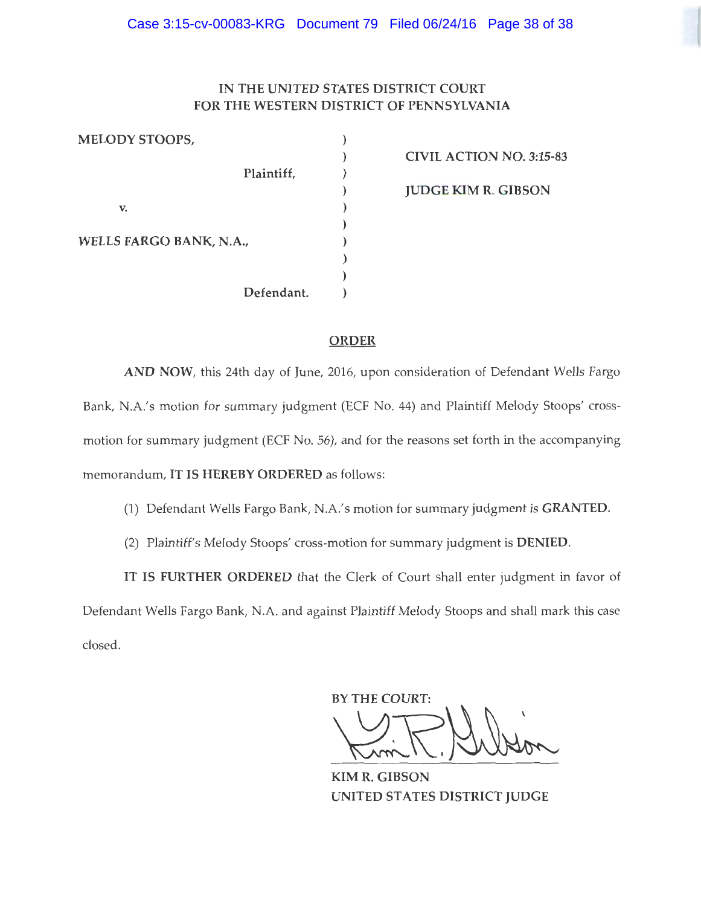# IN THE UNITED STATES DISTRICT COURT FOR THE WESTERN DISTRICT OF PENNSYLVANIA

| | | |
|---|---|---|
| MELODY STOOPS, | ) | |
| | ) | CIVIL ACTION NO. 3:15-83 |
| Plaintiff, | ) | |
| | ) | JUDGE KIM R. GIBSON |
| v. | ) | |
| | ) | |
| WELLS FARGO BANK, N.A., | ) | |
| | ) | |
| | ) | |
| Defendant. | ) | |

## ORDER

**AND NOW**, this 24th day of June, 2016, upon consideration of Defendant Wells Fargo Bank, N.A.'s motion for summary judgment (ECF No. 44) and Plaintiff Melody Stoops' cross-motion for summary judgment (ECF No. 56), and for the reasons set forth in the accompanying memorandum, **IT IS HEREBY ORDERED** as follows:

(1) Defendant Wells Fargo Bank, N.A.'s motion for summary judgment is **GRANTED.**

(2) Plaintiff's Melody Stoops' cross-motion for summary judgment is **DENIED**.

**IT IS FURTHER ORDERED** that the Clerk of Court shall enter judgment in favor of Defendant Wells Fargo Bank, N.A. and against Plaintiff Melody Stoops and shall mark this case closed.

BY THE COURT:

KIM R. GIBSON
UNITED STATES DISTRICT JUDGE